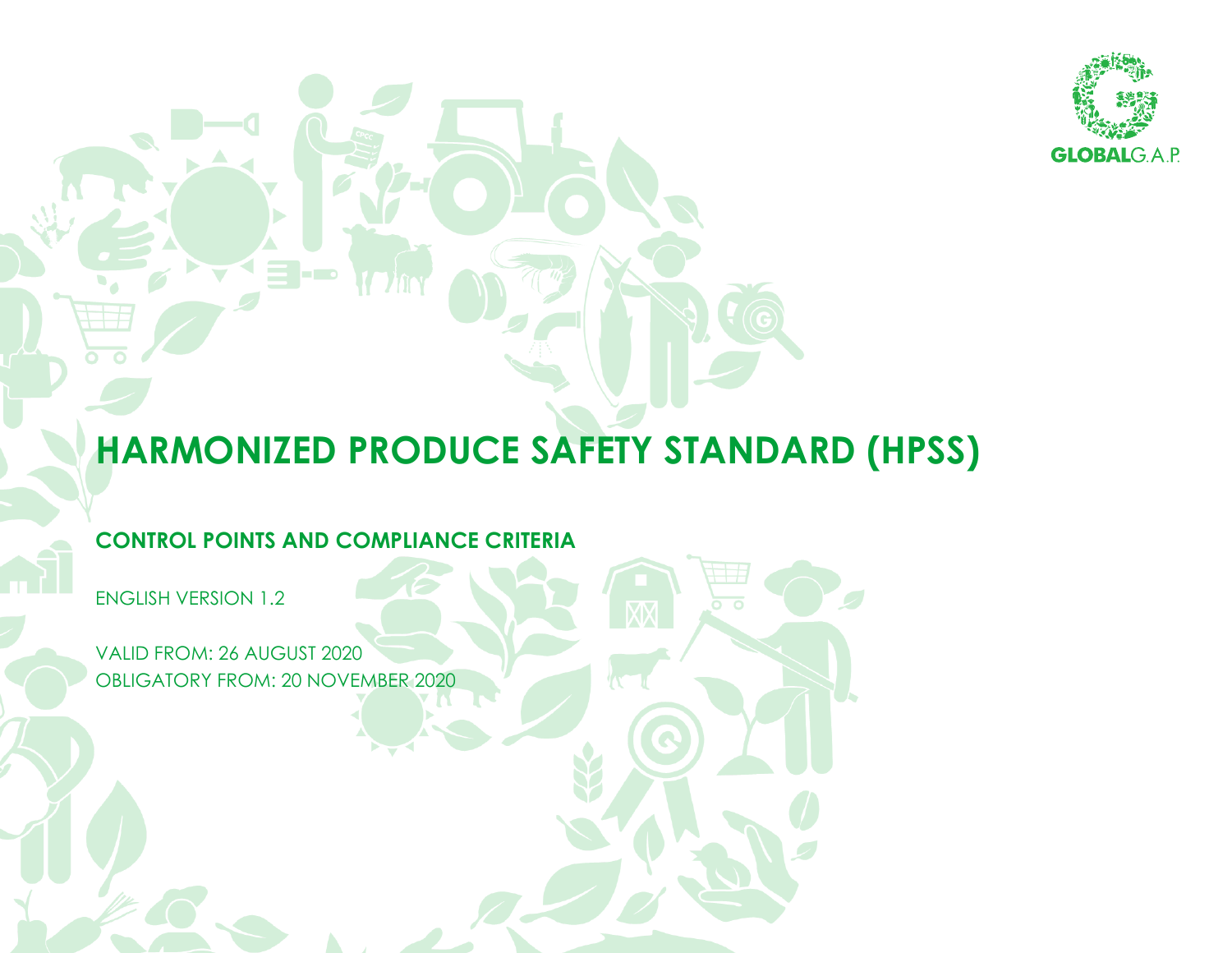GLOBALG.A.P.

# HARMONIZED PRODUCE SAFETY STANDARD (HPSS)

## CONTROL POINTS AND COMPLIANCE CRITERIA

ENGLISH VERSION 1.2

VALID FROM: 26 AUGUST 2020
OBLIGATORY FROM: 20 NOVEMBER 2020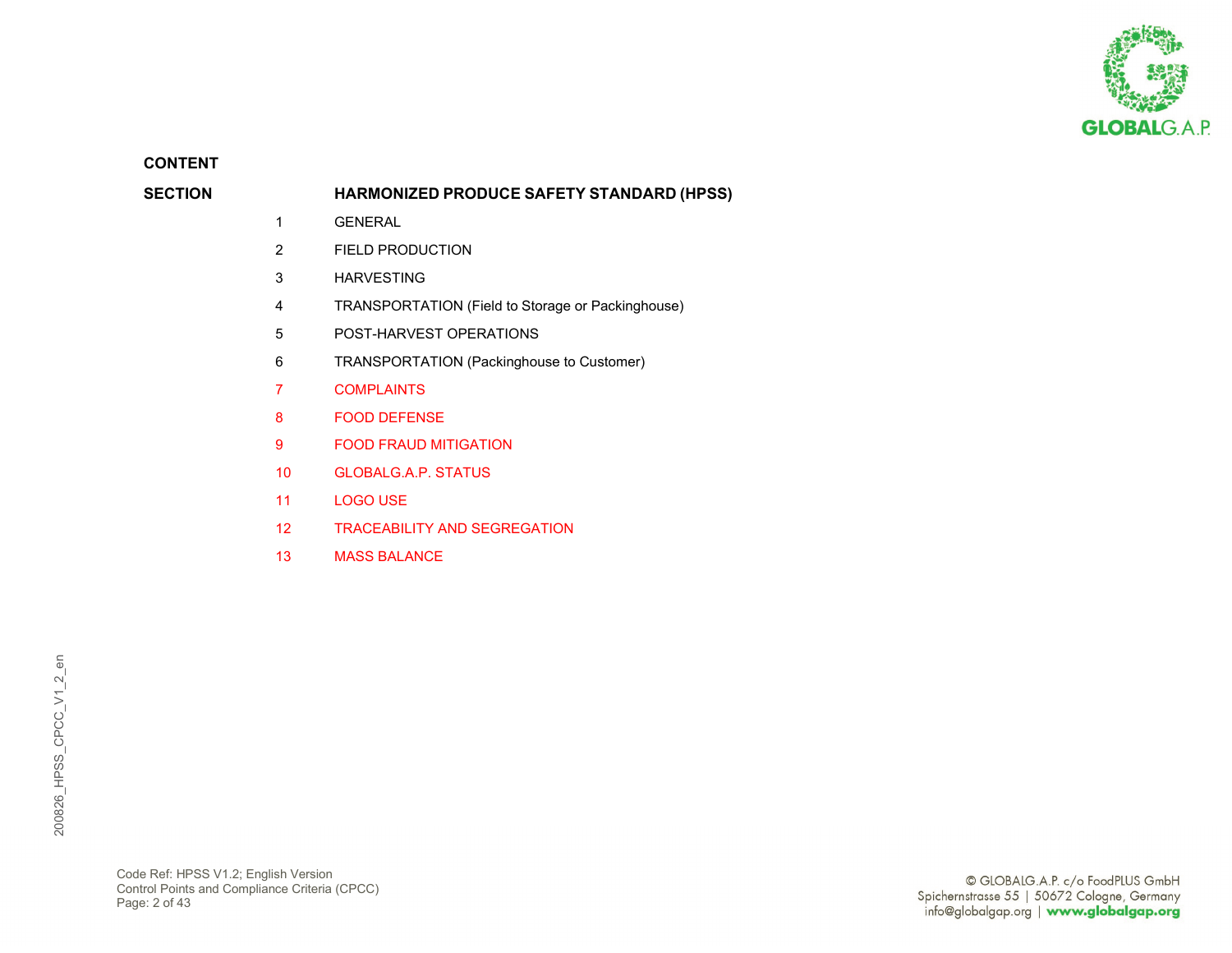## CONTENT

| SECTION | HARMONIZED PRODUCE SAFETY STANDARD (HPSS) |
|---|---|
| 1 | GENERAL |
| 2 | FIELD PRODUCTION |
| 3 | HARVESTING |
| 4 | TRANSPORTATION (Field to Storage or Packinghouse) |
| 5 | POST-HARVEST OPERATIONS |
| 6 | TRANSPORTATION (Packinghouse to Customer) |
| 7 | COMPLAINTS |
| 8 | FOOD DEFENSE |
| 9 | FOOD FRAUD MITIGATION |
| 10 | GLOBALG.A.P. STATUS |
| 11 | LOGO USE |
| 12 | TRACEABILITY AND SEGREGATION |
| 13 | MASS BALANCE |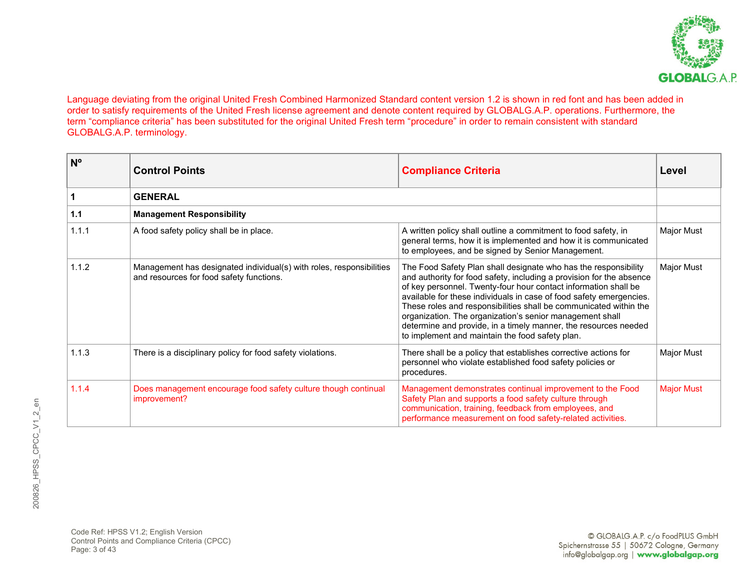Language deviating from the original United Fresh Combined Harmonized Standard content version 1.2 is shown in red font and has been added in order to satisfy requirements of the United Fresh license agreement and denote content required by GLOBALG.A.P. operations. Furthermore, the term “compliance criteria” has been substituted for the original United Fresh term “procedure” in order to remain consistent with standard GLOBALG.A.P. terminology.

| Nº | Control Points | Compliance Criteria | Level |
|---|---|---|---|
| **1** | **GENERAL** | | |
| **1.1** | **Management Responsibility** | | |
| 1.1.1 | A food safety policy shall be in place. | A written policy shall outline a commitment to food safety, in general terms, how it is implemented and how it is communicated to employees, and be signed by Senior Management. | Major Must |
| 1.1.2 | Management has designated individual(s) with roles, responsibilities and resources for food safety functions. | The Food Safety Plan shall designate who has the responsibility and authority for food safety, including a provision for the absence of key personnel. Twenty-four hour contact information shall be available for these individuals in case of food safety emergencies. These roles and responsibilities shall be communicated within the organization. The organization’s senior management shall determine and provide, in a timely manner, the resources needed to implement and maintain the food safety plan. | Major Must |
| 1.1.3 | There is a disciplinary policy for food safety violations. | There shall be a policy that establishes corrective actions for personnel who violate established food safety policies or procedures. | Major Must |
| 1.1.4 | Does management encourage food safety culture though continual improvement? | Management demonstrates continual improvement to the Food Safety Plan and supports a food safety culture through communication, training, feedback from employees, and performance measurement on food safety-related activities. | Major Must |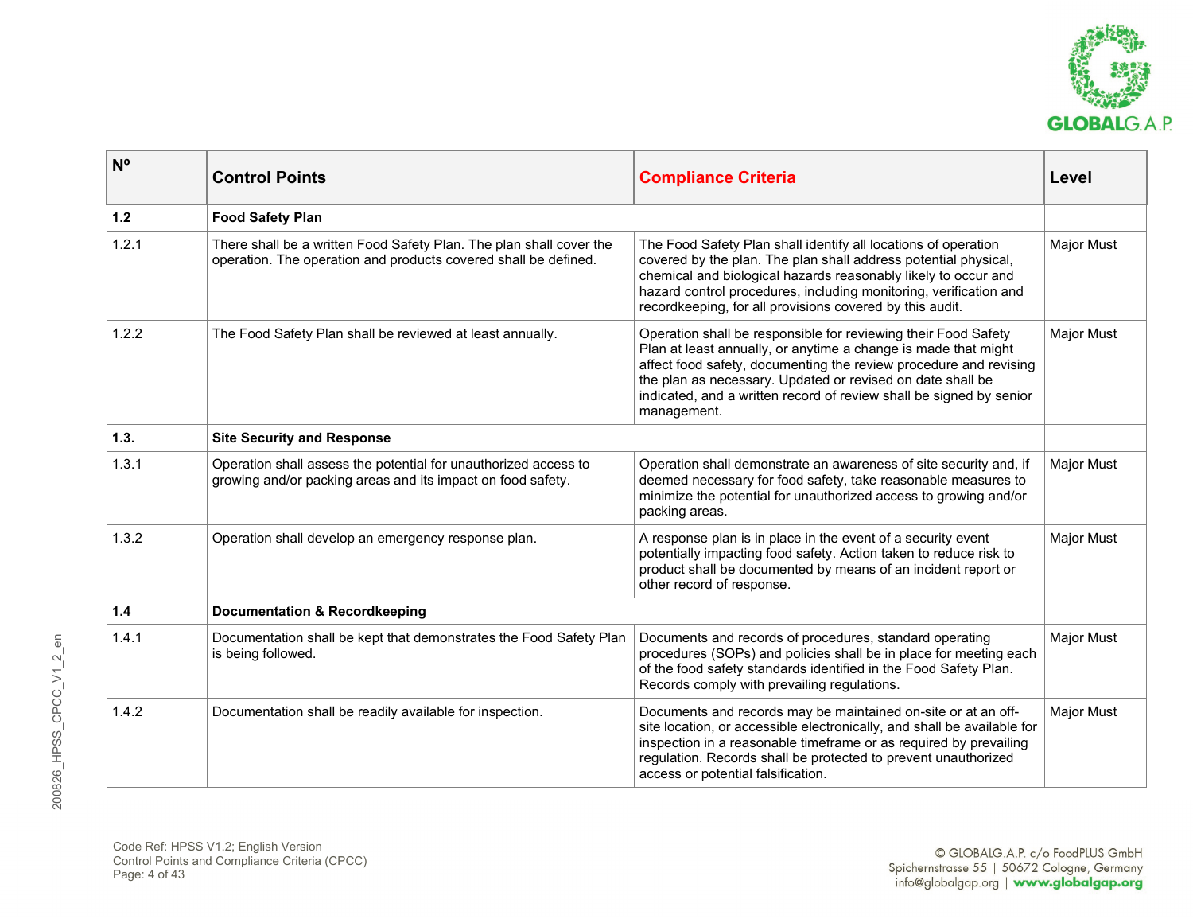| Nº | Control Points | Compliance Criteria | Level |
|---|---|---|---|
| **1.2** | **Food Safety Plan** | | |
| 1.2.1 | There shall be a written Food Safety Plan. The plan shall cover the operation. The operation and products covered shall be defined. | The Food Safety Plan shall identify all locations of operation covered by the plan. The plan shall address potential physical, chemical and biological hazards reasonably likely to occur and hazard control procedures, including monitoring, verification and recordkeeping, for all provisions covered by this audit. | Major Must |
| 1.2.2 | The Food Safety Plan shall be reviewed at least annually. | Operation shall be responsible for reviewing their Food Safety Plan at least annually, or anytime a change is made that might affect food safety, documenting the review procedure and revising the plan as necessary. Updated or revised on date shall be indicated, and a written record of review shall be signed by senior management. | Major Must |
| **1.3.** | **Site Security and Response** | | |
| 1.3.1 | Operation shall assess the potential for unauthorized access to growing and/or packing areas and its impact on food safety. | Operation shall demonstrate an awareness of site security and, if deemed necessary for food safety, take reasonable measures to minimize the potential for unauthorized access to growing and/or packing areas. | Major Must |
| 1.3.2 | Operation shall develop an emergency response plan. | A response plan is in place in the event of a security event potentially impacting food safety. Action taken to reduce risk to product shall be documented by means of an incident report or other record of response. | Major Must |
| **1.4** | **Documentation & Recordkeeping** | | |
| 1.4.1 | Documentation shall be kept that demonstrates the Food Safety Plan is being followed. | Documents and records of procedures, standard operating procedures (SOPs) and policies shall be in place for meeting each of the food safety standards identified in the Food Safety Plan. Records comply with prevailing regulations. | Major Must |
| 1.4.2 | Documentation shall be readily available for inspection. | Documents and records may be maintained on-site or at an off-site location, or accessible electronically, and shall be available for inspection in a reasonable timeframe or as required by prevailing regulation. Records shall be protected to prevent unauthorized access or potential falsification. | Major Must |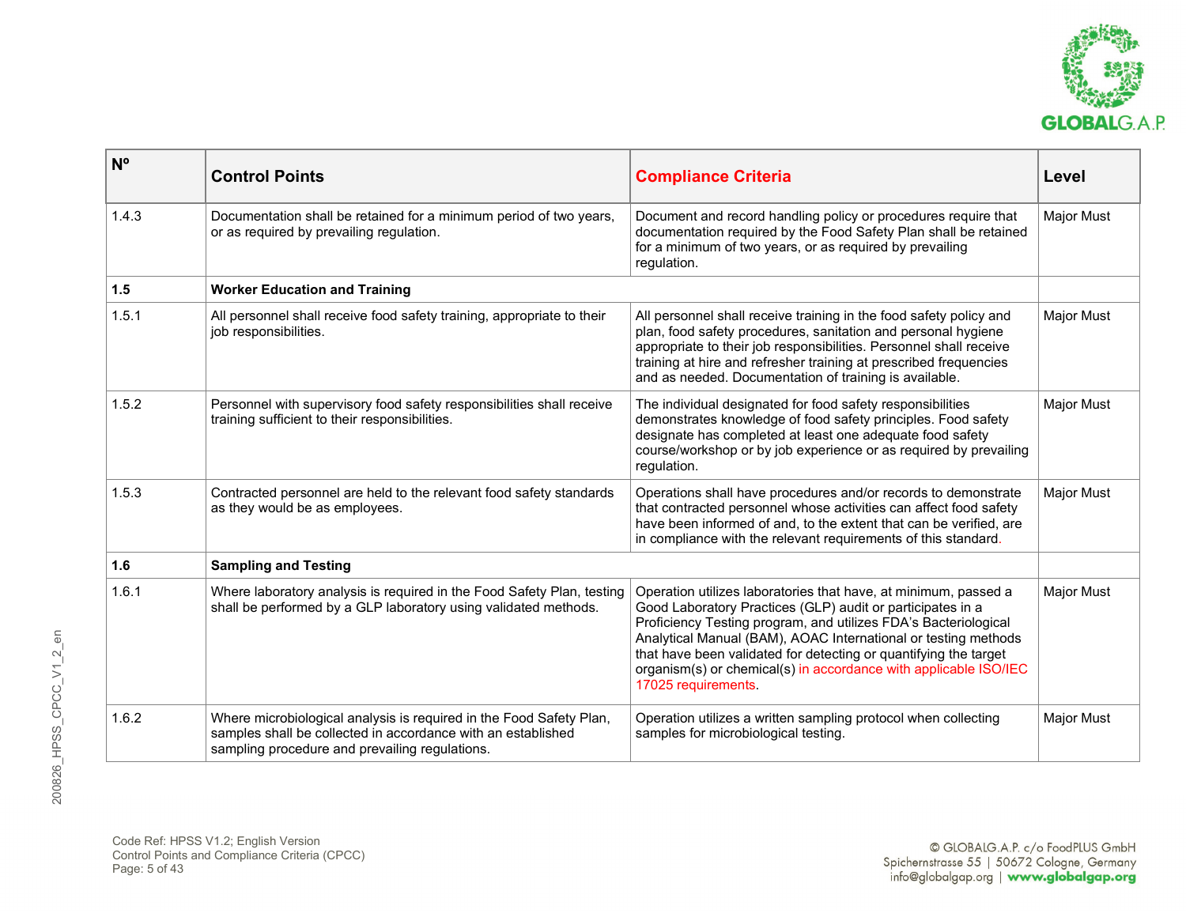| Nº | Control Points | Compliance Criteria | Level |
|---|---|---|---|
| 1.4.3 | Documentation shall be retained for a minimum period of two years, or as required by prevailing regulation. | Document and record handling policy or procedures require that documentation required by the Food Safety Plan shall be retained for a minimum of two years, or as required by prevailing regulation. | Major Must |
| **1.5** | **Worker Education and Training** | | |
| 1.5.1 | All personnel shall receive food safety training, appropriate to their job responsibilities. | All personnel shall receive training in the food safety policy and plan, food safety procedures, sanitation and personal hygiene appropriate to their job responsibilities. Personnel shall receive training at hire and refresher training at prescribed frequencies and as needed. Documentation of training is available. | Major Must |
| 1.5.2 | Personnel with supervisory food safety responsibilities shall receive training sufficient to their responsibilities. | The individual designated for food safety responsibilities demonstrates knowledge of food safety principles. Food safety designate has completed at least one adequate food safety course/workshop or by job experience or as required by prevailing regulation. | Major Must |
| 1.5.3 | Contracted personnel are held to the relevant food safety standards as they would be as employees. | Operations shall have procedures and/or records to demonstrate that contracted personnel whose activities can affect food safety have been informed of and, to the extent that can be verified, are in compliance with the relevant requirements of this standard. | Major Must |
| **1.6** | **Sampling and Testing** | | |
| 1.6.1 | Where laboratory analysis is required in the Food Safety Plan, testing shall be performed by a GLP laboratory using validated methods. | Operation utilizes laboratories that have, at minimum, passed a Good Laboratory Practices (GLP) audit or participates in a Proficiency Testing program, and utilizes FDA's Bacteriological Analytical Manual (BAM), AOAC International or testing methods that have been validated for detecting or quantifying the target organism(s) or chemical(s) in accordance with applicable ISO/IEC 17025 requirements. | Major Must |
| 1.6.2 | Where microbiological analysis is required in the Food Safety Plan, samples shall be collected in accordance with an established sampling procedure and prevailing regulations. | Operation utilizes a written sampling protocol when collecting samples for microbiological testing. | Major Must |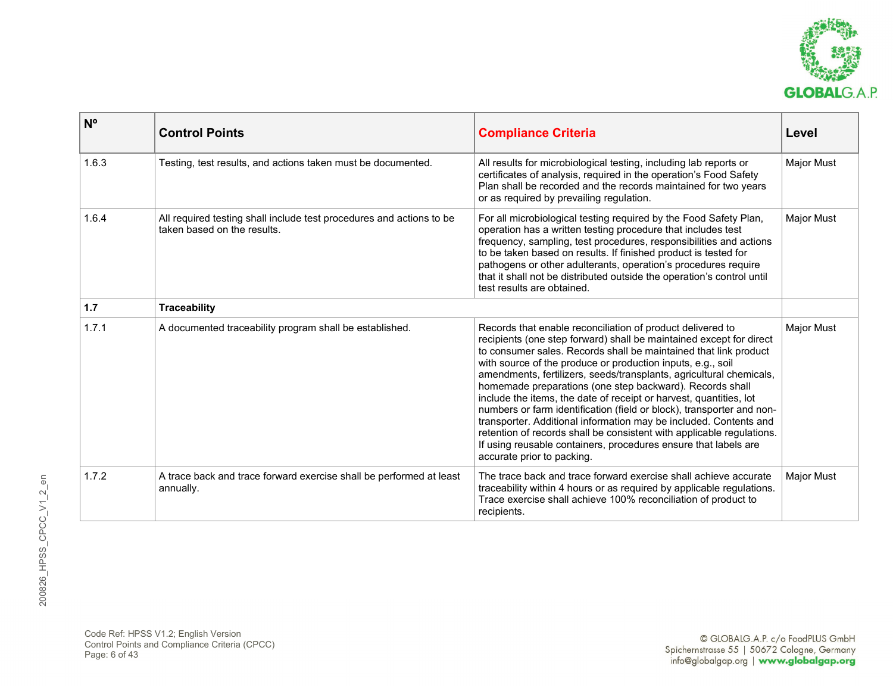| Nº | Control Points | Compliance Criteria | Level |
|---|---|---|---|
| 1.6.3 | Testing, test results, and actions taken must be documented. | All results for microbiological testing, including lab reports or certificates of analysis, required in the operation's Food Safety Plan shall be recorded and the records maintained for two years or as required by prevailing regulation. | Major Must |
| 1.6.4 | All required testing shall include test procedures and actions to be taken based on the results. | For all microbiological testing required by the Food Safety Plan, operation has a written testing procedure that includes test frequency, sampling, test procedures, responsibilities and actions to be taken based on results. If finished product is tested for pathogens or other adulterants, operation's procedures require that it shall not be distributed outside the operation's control until test results are obtained. | Major Must |
| **1.7** | **Traceability** | | |
| 1.7.1 | A documented traceability program shall be established. | Records that enable reconciliation of product delivered to recipients (one step forward) shall be maintained except for direct to consumer sales. Records shall be maintained that link product with source of the produce or production inputs, e.g., soil amendments, fertilizers, seeds/transplants, agricultural chemicals, homemade preparations (one step backward). Records shall include the items, the date of receipt or harvest, quantities, lot numbers or farm identification (field or block), transporter and non-transporter. Additional information may be included. Contents and retention of records shall be consistent with applicable regulations. If using reusable containers, procedures ensure that labels are accurate prior to packing. | Major Must |
| 1.7.2 | A trace back and trace forward exercise shall be performed at least annually. | The trace back and trace forward exercise shall achieve accurate traceability within 4 hours or as required by applicable regulations. Trace exercise shall achieve 100% reconciliation of product to recipients. | Major Must |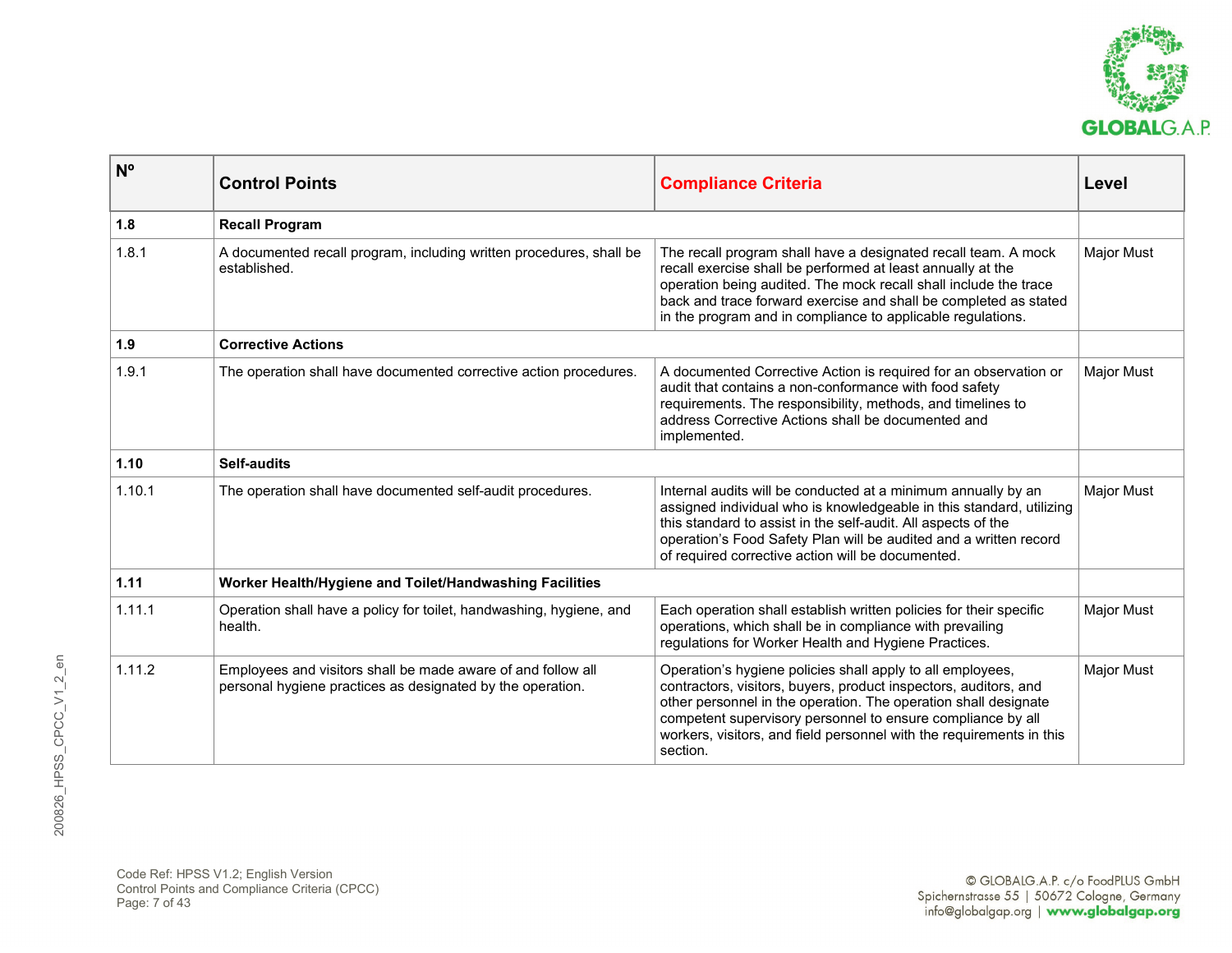| Nº | Control Points | Compliance Criteria | Level |
|---|---|---|---|
| **1.8** | **Recall Program** | | |
| 1.8.1 | A documented recall program, including written procedures, shall be established. | The recall program shall have a designated recall team. A mock recall exercise shall be performed at least annually at the operation being audited. The mock recall shall include the trace back and trace forward exercise and shall be completed as stated in the program and in compliance to applicable regulations. | Major Must |
| **1.9** | **Corrective Actions** | | |
| 1.9.1 | The operation shall have documented corrective action procedures. | A documented Corrective Action is required for an observation or audit that contains a non-conformance with food safety requirements. The responsibility, methods, and timelines to address Corrective Actions shall be documented and implemented. | Major Must |
| **1.10** | **Self-audits** | | |
| 1.10.1 | The operation shall have documented self-audit procedures. | Internal audits will be conducted at a minimum annually by an assigned individual who is knowledgeable in this standard, utilizing this standard to assist in the self-audit. All aspects of the operation's Food Safety Plan will be audited and a written record of required corrective action will be documented. | Major Must |
| **1.11** | **Worker Health/Hygiene and Toilet/Handwashing Facilities** | | |
| 1.11.1 | Operation shall have a policy for toilet, handwashing, hygiene, and health. | Each operation shall establish written policies for their specific operations, which shall be in compliance with prevailing regulations for Worker Health and Hygiene Practices. | Major Must |
| 1.11.2 | Employees and visitors shall be made aware of and follow all personal hygiene practices as designated by the operation. | Operation's hygiene policies shall apply to all employees, contractors, visitors, buyers, product inspectors, auditors, and other personnel in the operation. The operation shall designate competent supervisory personnel to ensure compliance by all workers, visitors, and field personnel with the requirements in this section. | Major Must |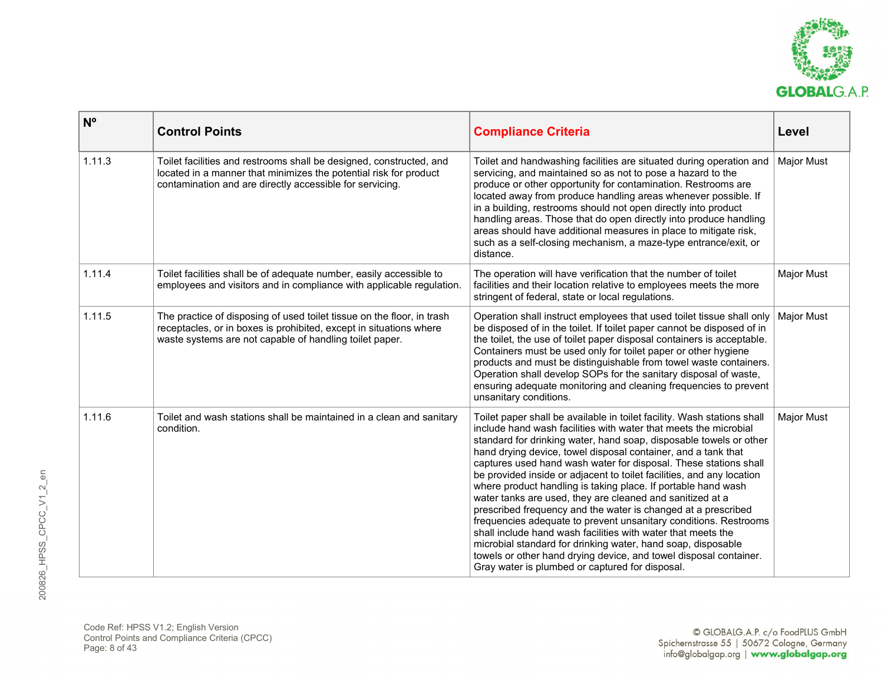| Nº | Control Points | Compliance Criteria | Level |
|---|---|---|---|
| 1.11.3 | Toilet facilities and restrooms shall be designed, constructed, and located in a manner that minimizes the potential risk for product contamination and are directly accessible for servicing. | Toilet and handwashing facilities are situated during operation and servicing, and maintained so as not to pose a hazard to the produce or other opportunity for contamination. Restrooms are located away from produce handling areas whenever possible. If in a building, restrooms should not open directly into product handling areas. Those that do open directly into produce handling areas should have additional measures in place to mitigate risk, such as a self-closing mechanism, a maze-type entrance/exit, or distance. | Major Must |
| 1.11.4 | Toilet facilities shall be of adequate number, easily accessible to employees and visitors and in compliance with applicable regulation. | The operation will have verification that the number of toilet facilities and their location relative to employees meets the more stringent of federal, state or local regulations. | Major Must |
| 1.11.5 | The practice of disposing of used toilet tissue on the floor, in trash receptacles, or in boxes is prohibited, except in situations where waste systems are not capable of handling toilet paper. | Operation shall instruct employees that used toilet tissue shall only be disposed of in the toilet. If toilet paper cannot be disposed of in the toilet, the use of toilet paper disposal containers is acceptable. Containers must be used only for toilet paper or other hygiene products and must be distinguishable from towel waste containers. Operation shall develop SOPs for the sanitary disposal of waste, ensuring adequate monitoring and cleaning frequencies to prevent unsanitary conditions. | Major Must |
| 1.11.6 | Toilet and wash stations shall be maintained in a clean and sanitary condition. | Toilet paper shall be available in toilet facility. Wash stations shall include hand wash facilities with water that meets the microbial standard for drinking water, hand soap, disposable towels or other hand drying device, towel disposal container, and a tank that captures used hand wash water for disposal. These stations shall be provided inside or adjacent to toilet facilities, and any location where product handling is taking place. If portable hand wash water tanks are used, they are cleaned and sanitized at a prescribed frequency and the water is changed at a prescribed frequencies adequate to prevent unsanitary conditions. Restrooms shall include hand wash facilities with water that meets the microbial standard for drinking water, hand soap, disposable towels or other hand drying device, and towel disposal container. Gray water is plumbed or captured for disposal. | Major Must |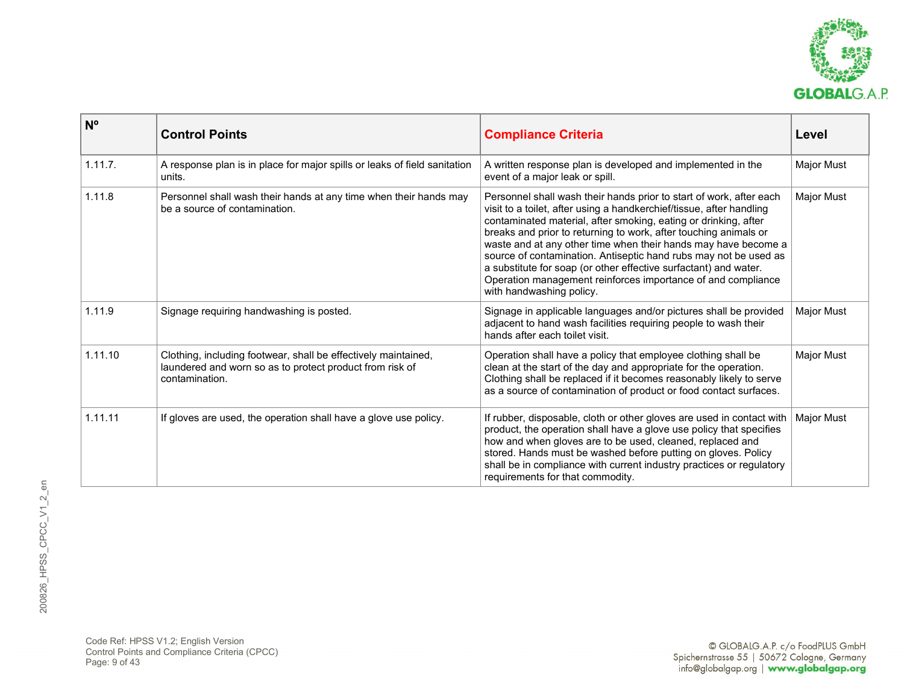| Nº | Control Points | Compliance Criteria | Level |
|---|---|---|---|
| 1.11.7. | A response plan is in place for major spills or leaks of field sanitation units. | A written response plan is developed and implemented in the event of a major leak or spill. | Major Must |
| 1.11.8 | Personnel shall wash their hands at any time when their hands may be a source of contamination. | Personnel shall wash their hands prior to start of work, after each visit to a toilet, after using a handkerchief/tissue, after handling contaminated material, after smoking, eating or drinking, after breaks and prior to returning to work, after touching animals or waste and at any other time when their hands may have become a source of contamination. Antiseptic hand rubs may not be used as a substitute for soap (or other effective surfactant) and water. Operation management reinforces importance of and compliance with handwashing policy. | Major Must |
| 1.11.9 | Signage requiring handwashing is posted. | Signage in applicable languages and/or pictures shall be provided adjacent to hand wash facilities requiring people to wash their hands after each toilet visit. | Major Must |
| 1.11.10 | Clothing, including footwear, shall be effectively maintained, laundered and worn so as to protect product from risk of contamination. | Operation shall have a policy that employee clothing shall be clean at the start of the day and appropriate for the operation. Clothing shall be replaced if it becomes reasonably likely to serve as a source of contamination of product or food contact surfaces. | Major Must |
| 1.11.11 | If gloves are used, the operation shall have a glove use policy. | If rubber, disposable, cloth or other gloves are used in contact with product, the operation shall have a glove use policy that specifies how and when gloves are to be used, cleaned, replaced and stored. Hands must be washed before putting on gloves. Policy shall be in compliance with current industry practices or regulatory requirements for that commodity. | Major Must |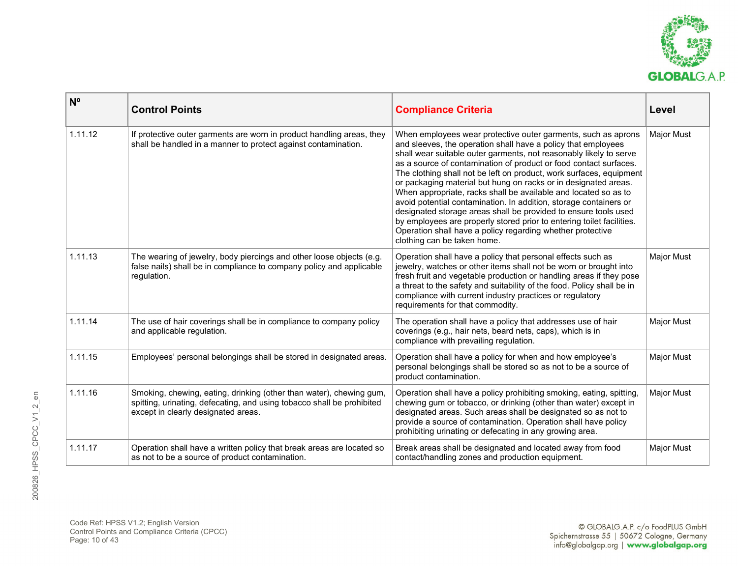| Nº | Control Points | Compliance Criteria | Level |
|---|---|---|---|
| 1.11.12 | If protective outer garments are worn in product handling areas, they shall be handled in a manner to protect against contamination. | When employees wear protective outer garments, such as aprons and sleeves, the operation shall have a policy that employees shall wear suitable outer garments, not reasonably likely to serve as a source of contamination of product or food contact surfaces. The clothing shall not be left on product, work surfaces, equipment or packaging material but hung on racks or in designated areas. When appropriate, racks shall be available and located so as to avoid potential contamination. In addition, storage containers or designated storage areas shall be provided to ensure tools used by employees are properly stored prior to entering toilet facilities. Operation shall have a policy regarding whether protective clothing can be taken home. | Major Must |
| 1.11.13 | The wearing of jewelry, body piercings and other loose objects (e.g. false nails) shall be in compliance to company policy and applicable regulation. | Operation shall have a policy that personal effects such as jewelry, watches or other items shall not be worn or brought into fresh fruit and vegetable production or handling areas if they pose a threat to the safety and suitability of the food. Policy shall be in compliance with current industry practices or regulatory requirements for that commodity. | Major Must |
| 1.11.14 | The use of hair coverings shall be in compliance to company policy and applicable regulation. | The operation shall have a policy that addresses use of hair coverings (e.g., hair nets, beard nets, caps), which is in compliance with prevailing regulation. | Major Must |
| 1.11.15 | Employees' personal belongings shall be stored in designated areas. | Operation shall have a policy for when and how employee's personal belongings shall be stored so as not to be a source of product contamination. | Major Must |
| 1.11.16 | Smoking, chewing, eating, drinking (other than water), chewing gum, spitting, urinating, defecating, and using tobacco shall be prohibited except in clearly designated areas. | Operation shall have a policy prohibiting smoking, eating, spitting, chewing gum or tobacco, or drinking (other than water) except in designated areas. Such areas shall be designated so as not to provide a source of contamination. Operation shall have policy prohibiting urinating or defecating in any growing area. | Major Must |
| 1.11.17 | Operation shall have a written policy that break areas are located so as not to be a source of product contamination. | Break areas shall be designated and located away from food contact/handling zones and production equipment. | Major Must |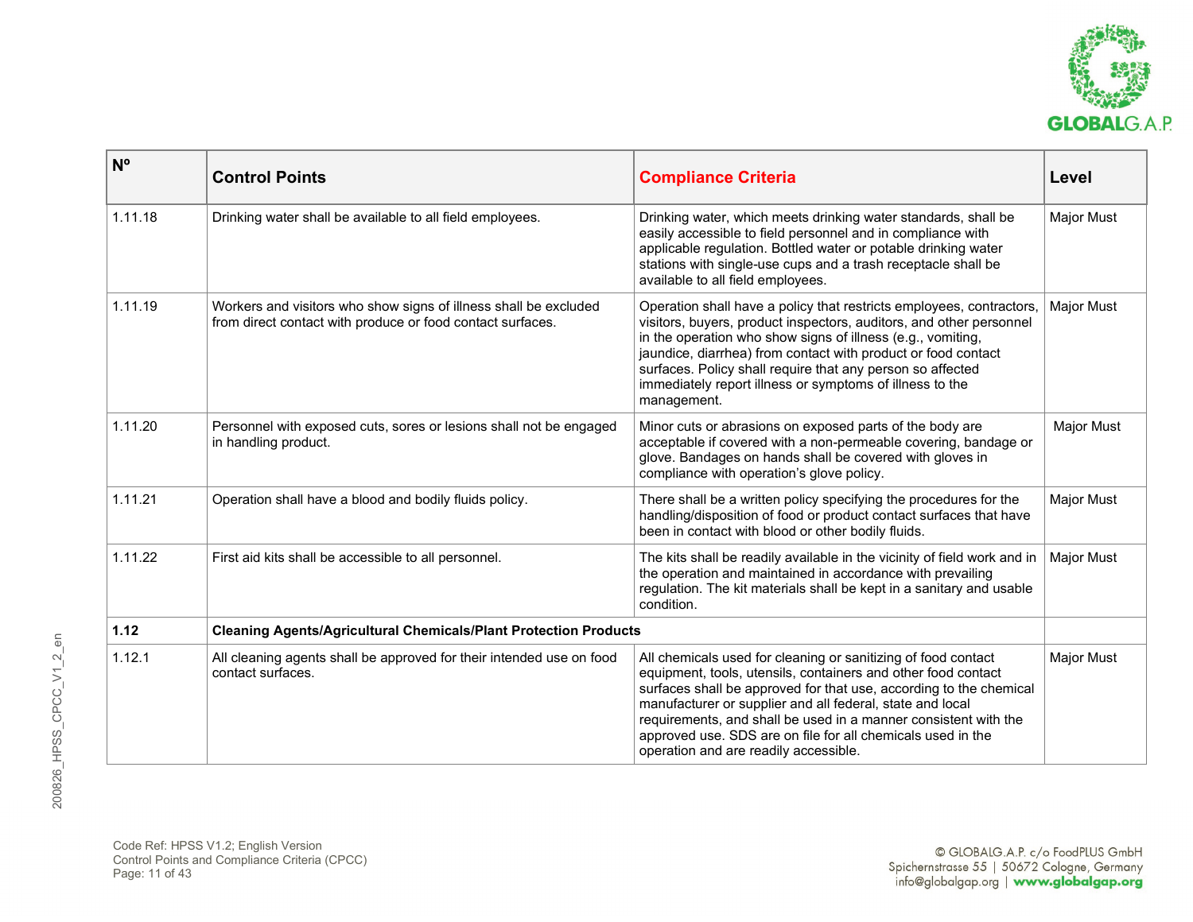| Nº | Control Points | Compliance Criteria | Level |
|---|---|---|---|
| 1.11.18 | Drinking water shall be available to all field employees. | Drinking water, which meets drinking water standards, shall be easily accessible to field personnel and in compliance with applicable regulation. Bottled water or potable drinking water stations with single-use cups and a trash receptacle shall be available to all field employees. | Major Must |
| 1.11.19 | Workers and visitors who show signs of illness shall be excluded from direct contact with produce or food contact surfaces. | Operation shall have a policy that restricts employees, contractors, visitors, buyers, product inspectors, auditors, and other personnel in the operation who show signs of illness (e.g., vomiting, jaundice, diarrhea) from contact with product or food contact surfaces. Policy shall require that any person so affected immediately report illness or symptoms of illness to the management. | Major Must |
| 1.11.20 | Personnel with exposed cuts, sores or lesions shall not be engaged in handling product. | Minor cuts or abrasions on exposed parts of the body are acceptable if covered with a non-permeable covering, bandage or glove. Bandages on hands shall be covered with gloves in compliance with operation's glove policy. | Major Must |
| 1.11.21 | Operation shall have a blood and bodily fluids policy. | There shall be a written policy specifying the procedures for the handling/disposition of food or product contact surfaces that have been in contact with blood or other bodily fluids. | Major Must |
| 1.11.22 | First aid kits shall be accessible to all personnel. | The kits shall be readily available in the vicinity of field work and in the operation and maintained in accordance with prevailing regulation. The kit materials shall be kept in a sanitary and usable condition. | Major Must |
| **1.12** | **Cleaning Agents/Agricultural Chemicals/Plant Protection Products** | | |
| 1.12.1 | All cleaning agents shall be approved for their intended use on food contact surfaces. | All chemicals used for cleaning or sanitizing of food contact equipment, tools, utensils, containers and other food contact surfaces shall be approved for that use, according to the chemical manufacturer or supplier and all federal, state and local requirements, and shall be used in a manner consistent with the approved use. SDS are on file for all chemicals used in the operation and are readily accessible. | Major Must |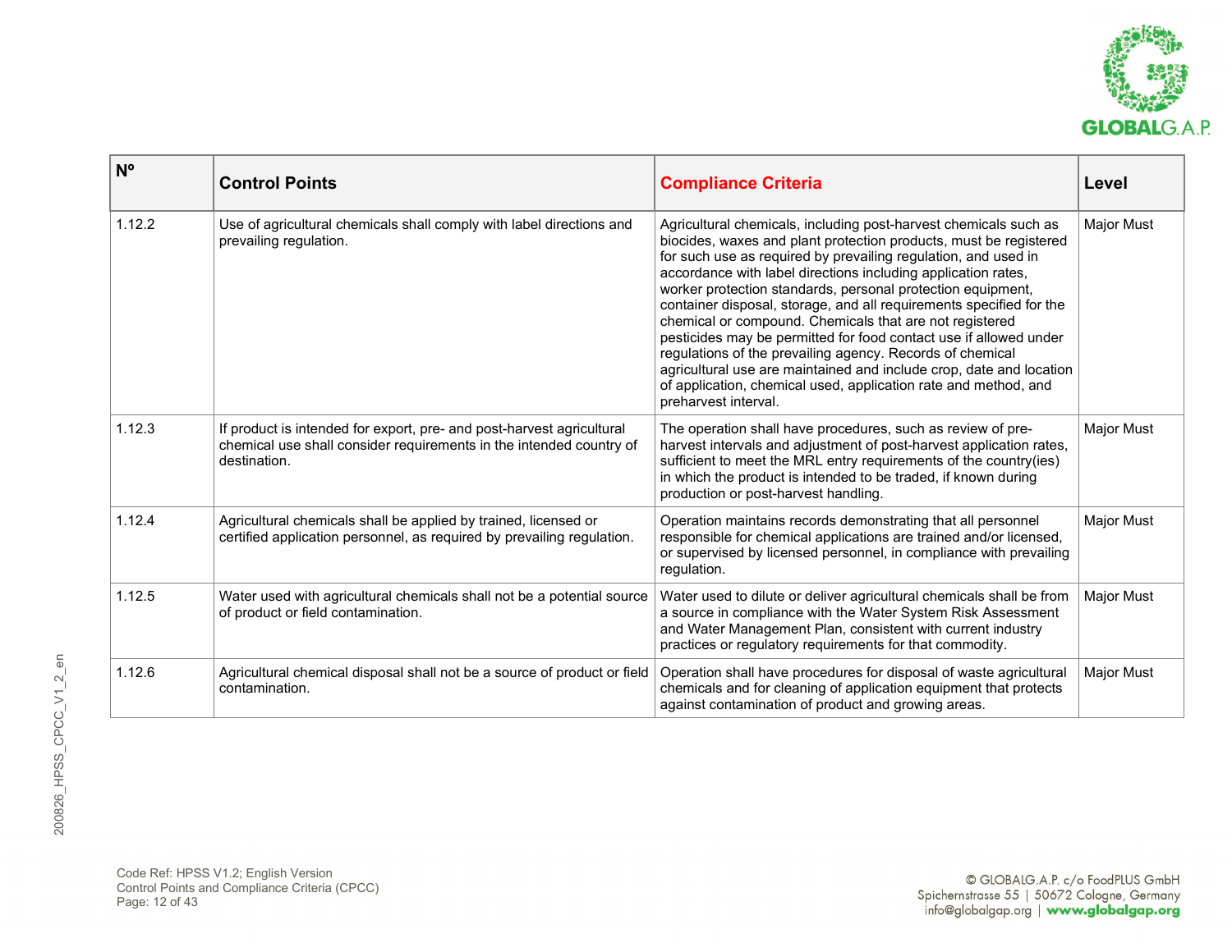| Nº | Control Points | Compliance Criteria | Level |
|---|---|---|---|
| 1.12.2 | Use of agricultural chemicals shall comply with label directions and prevailing regulation. | Agricultural chemicals, including post-harvest chemicals such as biocides, waxes and plant protection products, must be registered for such use as required by prevailing regulation, and used in accordance with label directions including application rates, worker protection standards, personal protection equipment, container disposal, storage, and all requirements specified for the chemical or compound. Chemicals that are not registered pesticides may be permitted for food contact use if allowed under regulations of the prevailing agency. Records of chemical agricultural use are maintained and include crop, date and location of application, chemical used, application rate and method, and preharvest interval. | Major Must |
| 1.12.3 | If product is intended for export, pre- and post-harvest agricultural chemical use shall consider requirements in the intended country of destination. | The operation shall have procedures, such as review of pre-harvest intervals and adjustment of post-harvest application rates, sufficient to meet the MRL entry requirements of the country(ies) in which the product is intended to be traded, if known during production or post-harvest handling. | Major Must |
| 1.12.4 | Agricultural chemicals shall be applied by trained, licensed or certified application personnel, as required by prevailing regulation. | Operation maintains records demonstrating that all personnel responsible for chemical applications are trained and/or licensed, or supervised by licensed personnel, in compliance with prevailing regulation. | Major Must |
| 1.12.5 | Water used with agricultural chemicals shall not be a potential source of product or field contamination. | Water used to dilute or deliver agricultural chemicals shall be from a source in compliance with the Water System Risk Assessment and Water Management Plan, consistent with current industry practices or regulatory requirements for that commodity. | Major Must |
| 1.12.6 | Agricultural chemical disposal shall not be a source of product or field contamination. | Operation shall have procedures for disposal of waste agricultural chemicals and for cleaning of application equipment that protects against contamination of product and growing areas. | Major Must |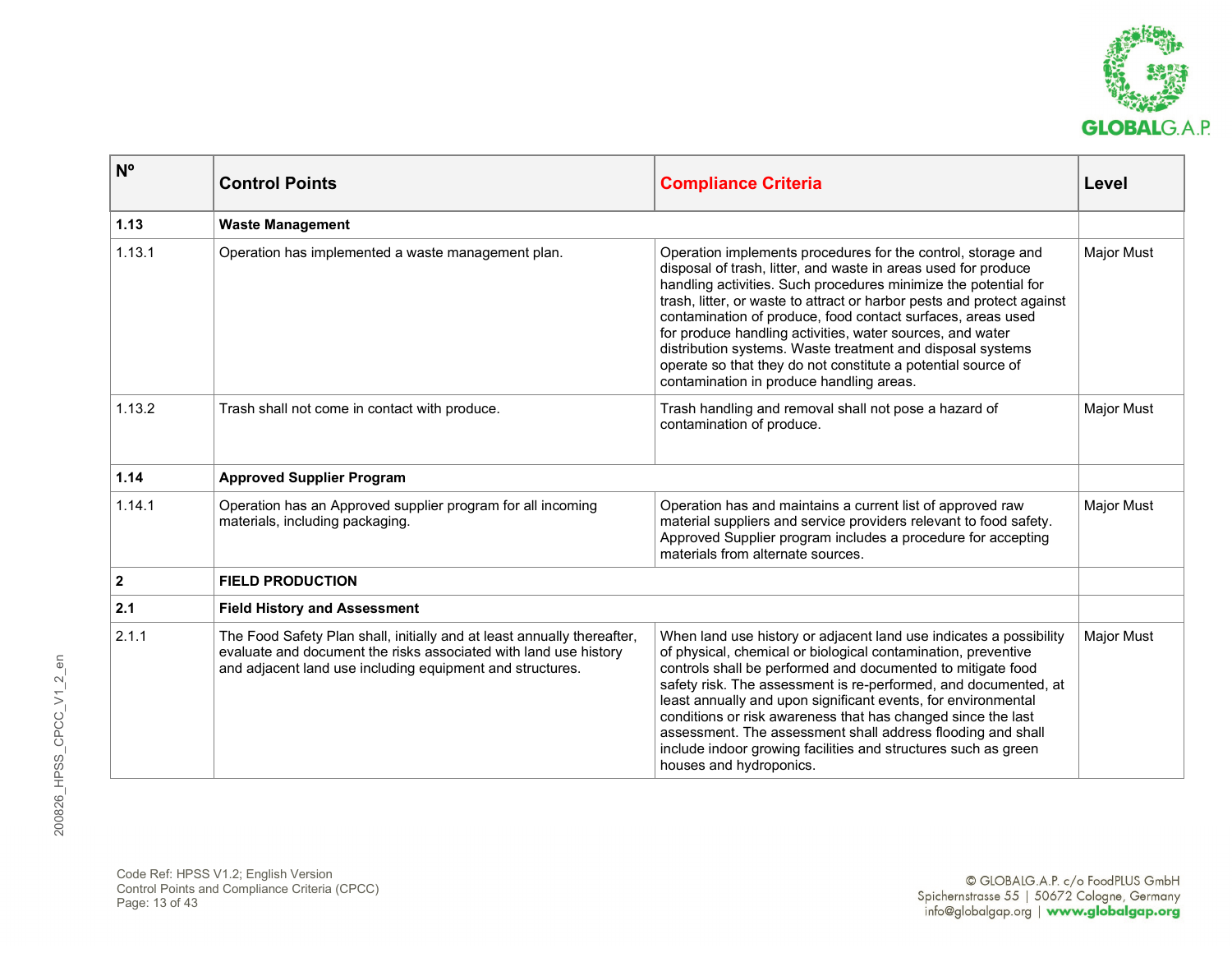| Nº | Control Points | Compliance Criteria | Level |
|---|---|---|---|
| **1.13** | **Waste Management** | | |
| 1.13.1 | Operation has implemented a waste management plan. | Operation implements procedures for the control, storage and disposal of trash, litter, and waste in areas used for produce handling activities. Such procedures minimize the potential for trash, litter, or waste to attract or harbor pests and protect against contamination of produce, food contact surfaces, areas used for produce handling activities, water sources, and water distribution systems. Waste treatment and disposal systems operate so that they do not constitute a potential source of contamination in produce handling areas. | Major Must |
| 1.13.2 | Trash shall not come in contact with produce. | Trash handling and removal shall not pose a hazard of contamination of produce. | Major Must |
| **1.14** | **Approved Supplier Program** | | |
| 1.14.1 | Operation has an Approved supplier program for all incoming materials, including packaging. | Operation has and maintains a current list of approved raw material suppliers and service providers relevant to food safety. Approved Supplier program includes a procedure for accepting materials from alternate sources. | Major Must |
| **2** | **FIELD PRODUCTION** | | |
| **2.1** | **Field History and Assessment** | | |
| 2.1.1 | The Food Safety Plan shall, initially and at least annually thereafter, evaluate and document the risks associated with land use history and adjacent land use including equipment and structures. | When land use history or adjacent land use indicates a possibility of physical, chemical or biological contamination, preventive controls shall be performed and documented to mitigate food safety risk. The assessment is re-performed, and documented, at least annually and upon significant events, for environmental conditions or risk awareness that has changed since the last assessment. The assessment shall address flooding and shall include indoor growing facilities and structures such as green houses and hydroponics. | Major Must |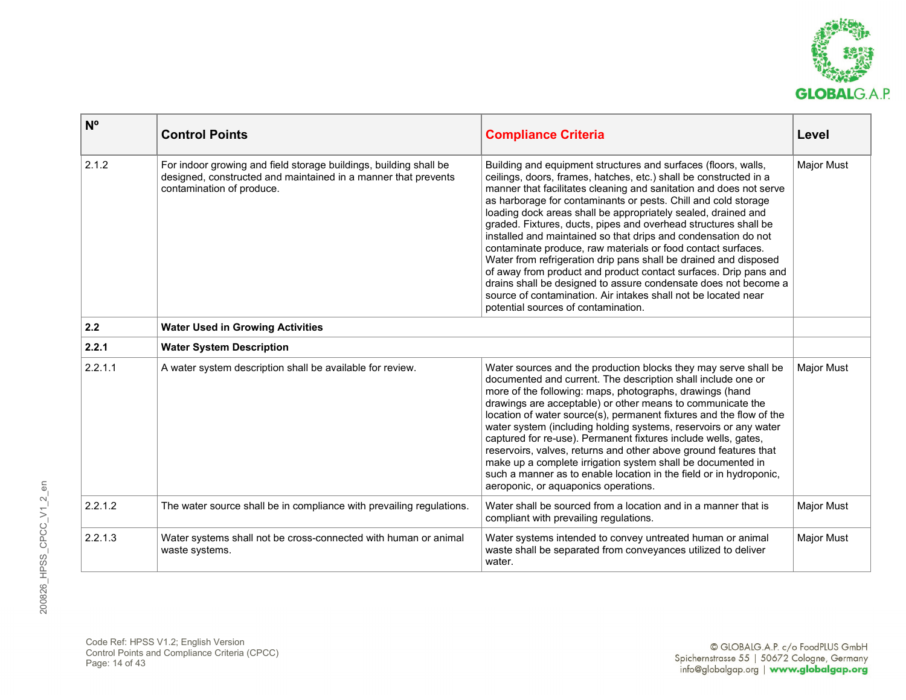| Nº | Control Points | Compliance Criteria | Level |
|---|---|---|---|
| 2.1.2 | For indoor growing and field storage buildings, building shall be designed, constructed and maintained in a manner that prevents contamination of produce. | Building and equipment structures and surfaces (floors, walls, ceilings, doors, frames, hatches, etc.) shall be constructed in a manner that facilitates cleaning and sanitation and does not serve as harborage for contaminants or pests. Chill and cold storage loading dock areas shall be appropriately sealed, drained and graded. Fixtures, ducts, pipes and overhead structures shall be installed and maintained so that drips and condensation do not contaminate produce, raw materials or food contact surfaces. Water from refrigeration drip pans shall be drained and disposed of away from product and product contact surfaces. Drip pans and drains shall be designed to assure condensate does not become a source of contamination. Air intakes shall not be located near potential sources of contamination. | Major Must |
| **2.2** | **Water Used in Growing Activities** | | |
| **2.2.1** | **Water System Description** | | |
| 2.2.1.1 | A water system description shall be available for review. | Water sources and the production blocks they may serve shall be documented and current. The description shall include one or more of the following: maps, photographs, drawings (hand drawings are acceptable) or other means to communicate the location of water source(s), permanent fixtures and the flow of the water system (including holding systems, reservoirs or any water captured for re-use). Permanent fixtures include wells, gates, reservoirs, valves, returns and other above ground features that make up a complete irrigation system shall be documented in such a manner as to enable location in the field or in hydroponic, aeroponic, or aquaponics operations. | Major Must |
| 2.2.1.2 | The water source shall be in compliance with prevailing regulations. | Water shall be sourced from a location and in a manner that is compliant with prevailing regulations. | Major Must |
| 2.2.1.3 | Water systems shall not be cross-connected with human or animal waste systems. | Water systems intended to convey untreated human or animal waste shall be separated from conveyances utilized to deliver water. | Major Must |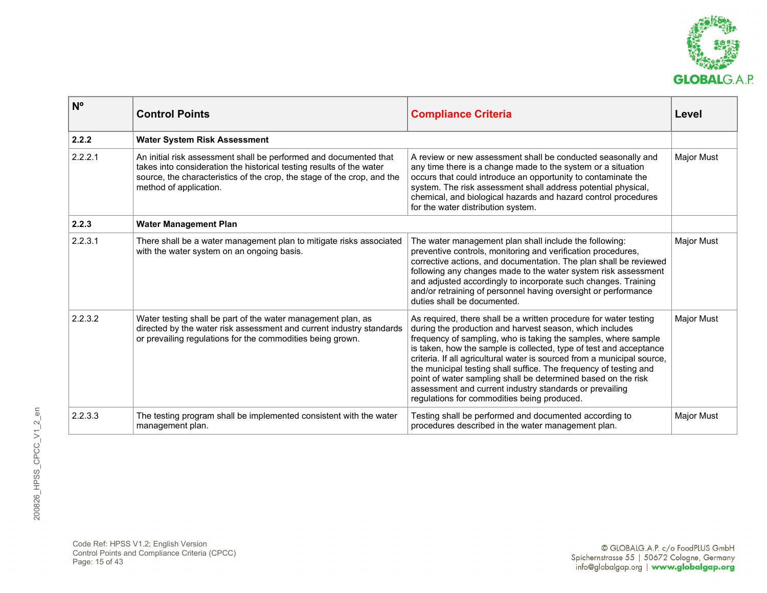| Nº | Control Points | Compliance Criteria | Level |
|---|---|---|---|
| **2.2.2** | **Water System Risk Assessment** | | |
| 2.2.2.1 | An initial risk assessment shall be performed and documented that takes into consideration the historical testing results of the water source, the characteristics of the crop, the stage of the crop, and the method of application. | A review or new assessment shall be conducted seasonally and any time there is a change made to the system or a situation occurs that could introduce an opportunity to contaminate the system. The risk assessment shall address potential physical, chemical, and biological hazards and hazard control procedures for the water distribution system. | Major Must |
| **2.2.3** | **Water Management Plan** | | |
| 2.2.3.1 | There shall be a water management plan to mitigate risks associated with the water system on an ongoing basis. | The water management plan shall include the following: preventive controls, monitoring and verification procedures, corrective actions, and documentation. The plan shall be reviewed following any changes made to the water system risk assessment and adjusted accordingly to incorporate such changes. Training and/or retraining of personnel having oversight or performance duties shall be documented. | Major Must |
| 2.2.3.2 | Water testing shall be part of the water management plan, as directed by the water risk assessment and current industry standards or prevailing regulations for the commodities being grown. | As required, there shall be a written procedure for water testing during the production and harvest season, which includes frequency of sampling, who is taking the samples, where sample is taken, how the sample is collected, type of test and acceptance criteria. If all agricultural water is sourced from a municipal source, the municipal testing shall suffice. The frequency of testing and point of water sampling shall be determined based on the risk assessment and current industry standards or prevailing regulations for commodities being produced. | Major Must |
| 2.2.3.3 | The testing program shall be implemented consistent with the water management plan. | Testing shall be performed and documented according to procedures described in the water management plan. | Major Must |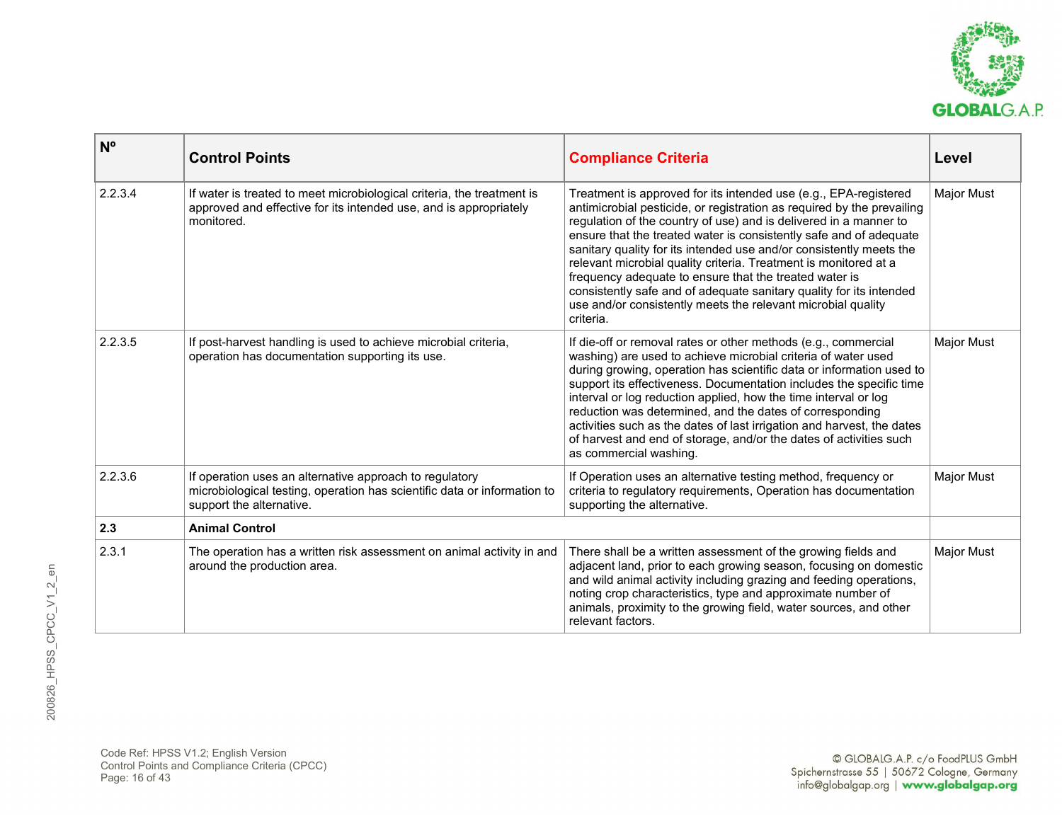| Nº | Control Points | Compliance Criteria | Level |
|---|---|---|---|
| 2.2.3.4 | If water is treated to meet microbiological criteria, the treatment is approved and effective for its intended use, and is appropriately monitored. | Treatment is approved for its intended use (e.g., EPA-registered antimicrobial pesticide, or registration as required by the prevailing regulation of the country of use) and is delivered in a manner to ensure that the treated water is consistently safe and of adequate sanitary quality for its intended use and/or consistently meets the relevant microbial quality criteria. Treatment is monitored at a frequency adequate to ensure that the treated water is consistently safe and of adequate sanitary quality for its intended use and/or consistently meets the relevant microbial quality criteria. | Major Must |
| 2.2.3.5 | If post-harvest handling is used to achieve microbial criteria, operation has documentation supporting its use. | If die-off or removal rates or other methods (e.g., commercial washing) are used to achieve microbial criteria of water used during growing, operation has scientific data or information used to support its effectiveness. Documentation includes the specific time interval or log reduction applied, how the time interval or log reduction was determined, and the dates of corresponding activities such as the dates of last irrigation and harvest, the dates of harvest and end of storage, and/or the dates of activities such as commercial washing. | Major Must |
| 2.2.3.6 | If operation uses an alternative approach to regulatory microbiological testing, operation has scientific data or information to support the alternative. | If Operation uses an alternative testing method, frequency or criteria to regulatory requirements, Operation has documentation supporting the alternative. | Major Must |
| **2.3** | **Animal Control** | | |
| 2.3.1 | The operation has a written risk assessment on animal activity in and around the production area. | There shall be a written assessment of the growing fields and adjacent land, prior to each growing season, focusing on domestic and wild animal activity including grazing and feeding operations, noting crop characteristics, type and approximate number of animals, proximity to the growing field, water sources, and other relevant factors. | Major Must |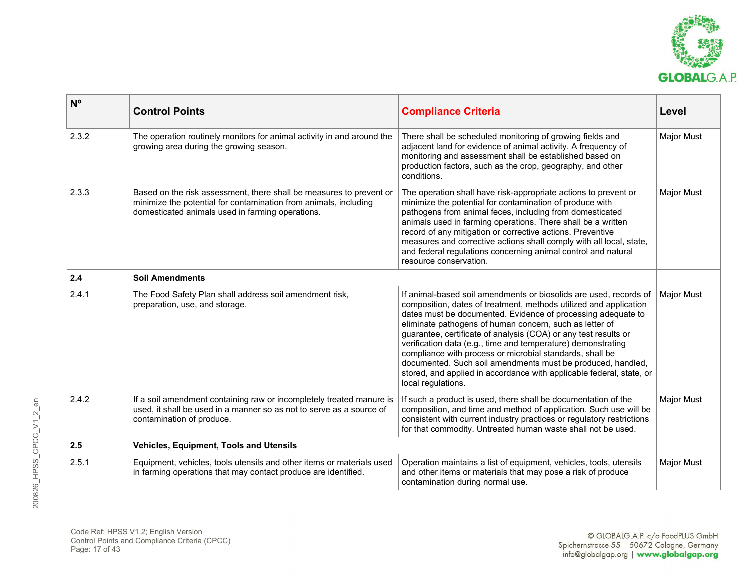| Nº | Control Points | Compliance Criteria | Level |
|---|---|---|---|
| 2.3.2 | The operation routinely monitors for animal activity in and around the growing area during the growing season. | There shall be scheduled monitoring of growing fields and adjacent land for evidence of animal activity. A frequency of monitoring and assessment shall be established based on production factors, such as the crop, geography, and other conditions. | Major Must |
| 2.3.3 | Based on the risk assessment, there shall be measures to prevent or minimize the potential for contamination from animals, including domesticated animals used in farming operations. | The operation shall have risk-appropriate actions to prevent or minimize the potential for contamination of produce with pathogens from animal feces, including from domesticated animals used in farming operations. There shall be a written record of any mitigation or corrective actions. Preventive measures and corrective actions shall comply with all local, state, and federal regulations concerning animal control and natural resource conservation. | Major Must |
| **2.4** | **Soil Amendments** | | |
| 2.4.1 | The Food Safety Plan shall address soil amendment risk, preparation, use, and storage. | If animal-based soil amendments or biosolids are used, records of composition, dates of treatment, methods utilized and application dates must be documented. Evidence of processing adequate to eliminate pathogens of human concern, such as letter of guarantee, certificate of analysis (COA) or any test results or verification data (e.g., time and temperature) demonstrating compliance with process or microbial standards, shall be documented. Such soil amendments must be produced, handled, stored, and applied in accordance with applicable federal, state, or local regulations. | Major Must |
| 2.4.2 | If a soil amendment containing raw or incompletely treated manure is used, it shall be used in a manner so as not to serve as a source of contamination of produce. | If such a product is used, there shall be documentation of the composition, and time and method of application. Such use will be consistent with current industry practices or regulatory restrictions for that commodity. Untreated human waste shall not be used. | Major Must |
| **2.5** | **Vehicles, Equipment, Tools and Utensils** | | |
| 2.5.1 | Equipment, vehicles, tools utensils and other items or materials used in farming operations that may contact produce are identified. | Operation maintains a list of equipment, vehicles, tools, utensils and other items or materials that may pose a risk of produce contamination during normal use. | Major Must |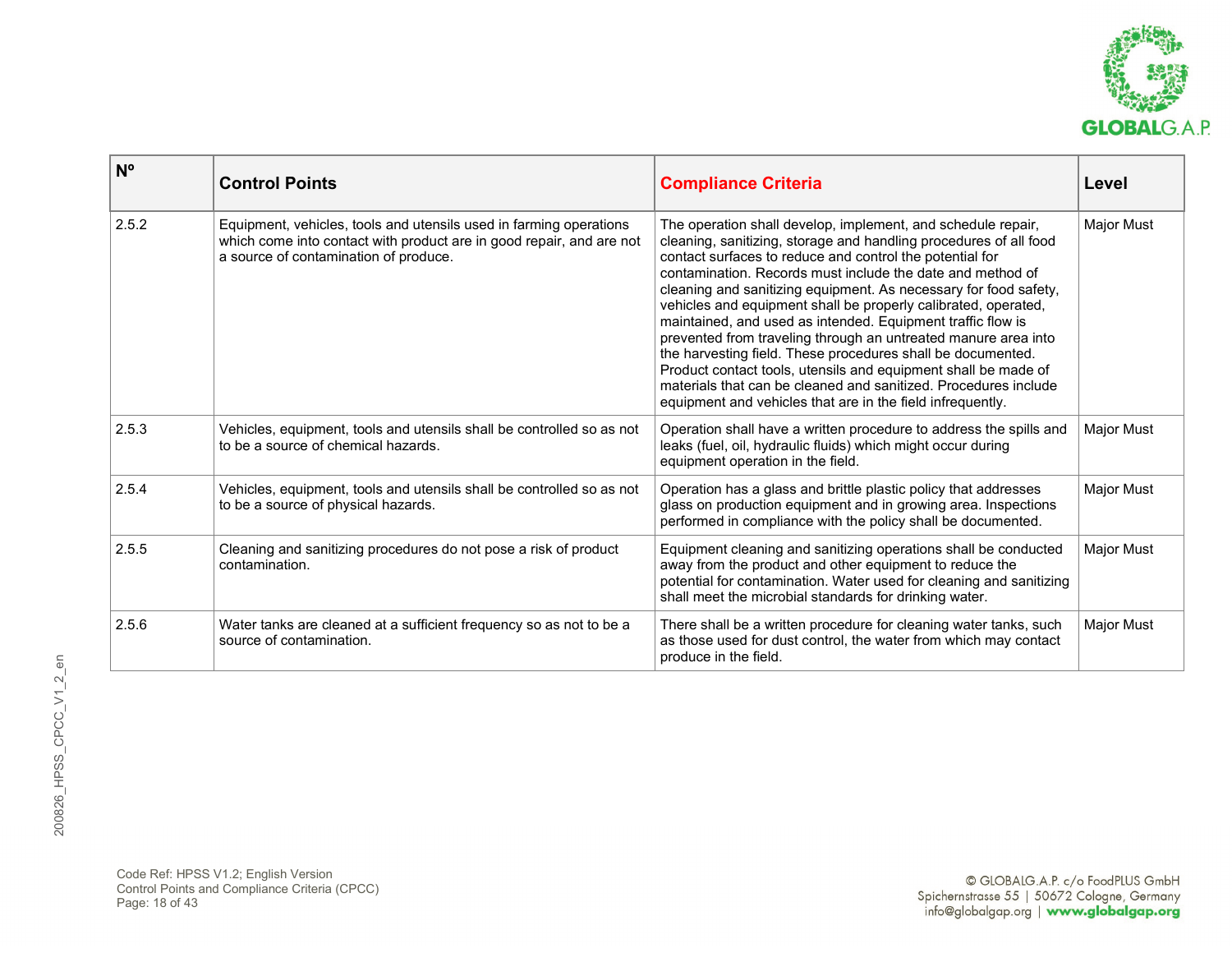| Nº | Control Points | Compliance Criteria | Level |
|---|---|---|---|
| 2.5.2 | Equipment, vehicles, tools and utensils used in farming operations which come into contact with product are in good repair, and are not a source of contamination of produce. | The operation shall develop, implement, and schedule repair, cleaning, sanitizing, storage and handling procedures of all food contact surfaces to reduce and control the potential for contamination. Records must include the date and method of cleaning and sanitizing equipment. As necessary for food safety, vehicles and equipment shall be properly calibrated, operated, maintained, and used as intended. Equipment traffic flow is prevented from traveling through an untreated manure area into the harvesting field. These procedures shall be documented. Product contact tools, utensils and equipment shall be made of materials that can be cleaned and sanitized. Procedures include equipment and vehicles that are in the field infrequently. | Major Must |
| 2.5.3 | Vehicles, equipment, tools and utensils shall be controlled so as not to be a source of chemical hazards. | Operation shall have a written procedure to address the spills and leaks (fuel, oil, hydraulic fluids) which might occur during equipment operation in the field. | Major Must |
| 2.5.4 | Vehicles, equipment, tools and utensils shall be controlled so as not to be a source of physical hazards. | Operation has a glass and brittle plastic policy that addresses glass on production equipment and in growing area. Inspections performed in compliance with the policy shall be documented. | Major Must |
| 2.5.5 | Cleaning and sanitizing procedures do not pose a risk of product contamination. | Equipment cleaning and sanitizing operations shall be conducted away from the product and other equipment to reduce the potential for contamination. Water used for cleaning and sanitizing shall meet the microbial standards for drinking water. | Major Must |
| 2.5.6 | Water tanks are cleaned at a sufficient frequency so as not to be a source of contamination. | There shall be a written procedure for cleaning water tanks, such as those used for dust control, the water from which may contact produce in the field. | Major Must |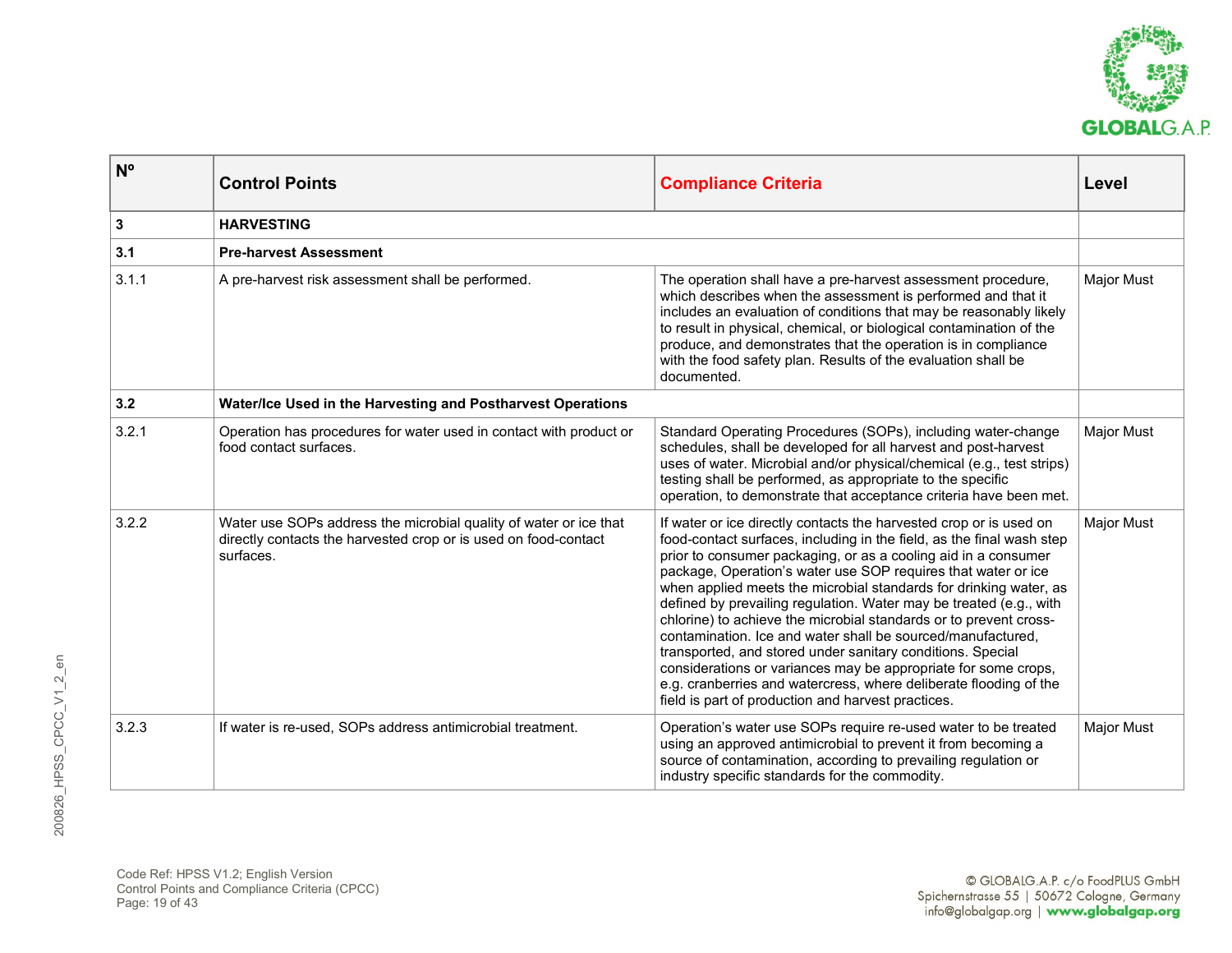| Nº | Control Points | Compliance Criteria | Level |
|---|---|---|---|
| **3** | **HARVESTING** | | |
| **3.1** | **Pre-harvest Assessment** | | |
| 3.1.1 | A pre-harvest risk assessment shall be performed. | The operation shall have a pre-harvest assessment procedure, which describes when the assessment is performed and that it includes an evaluation of conditions that may be reasonably likely to result in physical, chemical, or biological contamination of the produce, and demonstrates that the operation is in compliance with the food safety plan. Results of the evaluation shall be documented. | Major Must |
| **3.2** | **Water/Ice Used in the Harvesting and Postharvest Operations** | | |
| 3.2.1 | Operation has procedures for water used in contact with product or food contact surfaces. | Standard Operating Procedures (SOPs), including water-change schedules, shall be developed for all harvest and post-harvest uses of water. Microbial and/or physical/chemical (e.g., test strips) testing shall be performed, as appropriate to the specific operation, to demonstrate that acceptance criteria have been met. | Major Must |
| 3.2.2 | Water use SOPs address the microbial quality of water or ice that directly contacts the harvested crop or is used on food-contact surfaces. | If water or ice directly contacts the harvested crop or is used on food-contact surfaces, including in the field, as the final wash step prior to consumer packaging, or as a cooling aid in a consumer package, Operation's water use SOP requires that water or ice when applied meets the microbial standards for drinking water, as defined by prevailing regulation. Water may be treated (e.g., with chlorine) to achieve the microbial standards or to prevent cross-contamination. Ice and water shall be sourced/manufactured, transported, and stored under sanitary conditions. Special considerations or variances may be appropriate for some crops, e.g. cranberries and watercress, where deliberate flooding of the field is part of production and harvest practices. | Major Must |
| 3.2.3 | If water is re-used, SOPs address antimicrobial treatment. | Operation's water use SOPs require re-used water to be treated using an approved antimicrobial to prevent it from becoming a source of contamination, according to prevailing regulation or industry specific standards for the commodity. | Major Must |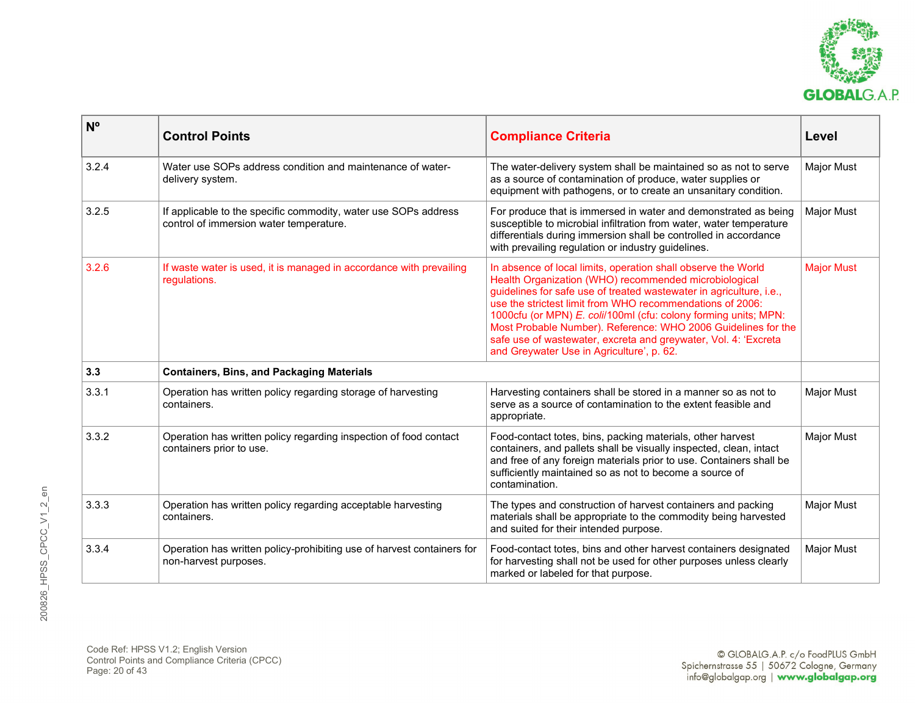| Nº | Control Points | Compliance Criteria | Level |
|---|---|---|---|
| 3.2.4 | Water use SOPs address condition and maintenance of water-delivery system. | The water-delivery system shall be maintained so as not to serve as a source of contamination of produce, water supplies or equipment with pathogens, or to create an unsanitary condition. | Major Must |
| 3.2.5 | If applicable to the specific commodity, water use SOPs address control of immersion water temperature. | For produce that is immersed in water and demonstrated as being susceptible to microbial infiltration from water, water temperature differentials during immersion shall be controlled in accordance with prevailing regulation or industry guidelines. | Major Must |
| 3.2.6 | If waste water is used, it is managed in accordance with prevailing regulations. | In absence of local limits, operation shall observe the World Health Organization (WHO) recommended microbiological guidelines for safe use of treated wastewater in agriculture, i.e., use the strictest limit from WHO recommendations of 2006: 1000cfu (or MPN) *E. coli*/100ml (cfu: colony forming units; MPN: Most Probable Number). Reference: WHO 2006 Guidelines for the safe use of wastewater, excreta and greywater, Vol. 4: 'Excreta and Greywater Use in Agriculture', p. 62. | Major Must |
| **3.3** | **Containers, Bins, and Packaging Materials** | | |
| 3.3.1 | Operation has written policy regarding storage of harvesting containers. | Harvesting containers shall be stored in a manner so as not to serve as a source of contamination to the extent feasible and appropriate. | Major Must |
| 3.3.2 | Operation has written policy regarding inspection of food contact containers prior to use. | Food-contact totes, bins, packing materials, other harvest containers, and pallets shall be visually inspected, clean, intact and free of any foreign materials prior to use. Containers shall be sufficiently maintained so as not to become a source of contamination. | Major Must |
| 3.3.3 | Operation has written policy regarding acceptable harvesting containers. | The types and construction of harvest containers and packing materials shall be appropriate to the commodity being harvested and suited for their intended purpose. | Major Must |
| 3.3.4 | Operation has written policy-prohibiting use of harvest containers for non-harvest purposes. | Food-contact totes, bins and other harvest containers designated for harvesting shall not be used for other purposes unless clearly marked or labeled for that purpose. | Major Must |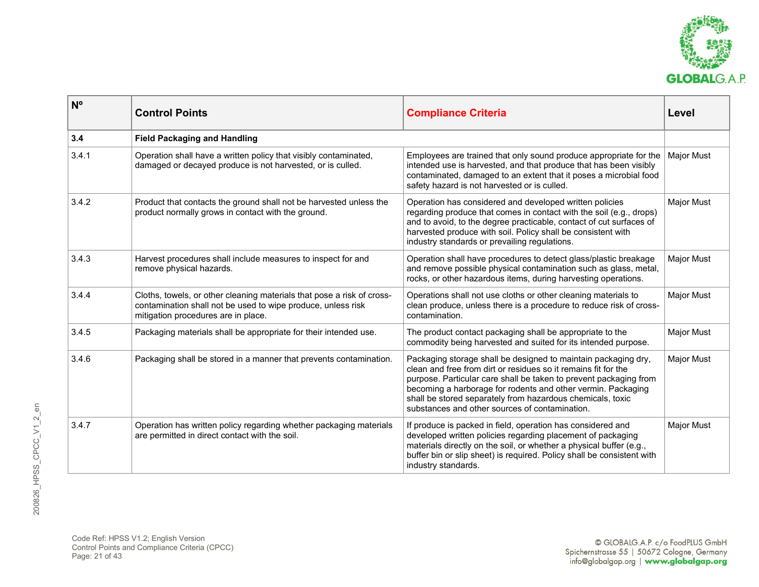| Nº | Control Points | Compliance Criteria | Level |
|---|---|---|---|
| **3.4** | **Field Packaging and Handling** | | |
| 3.4.1 | Operation shall have a written policy that visibly contaminated, damaged or decayed produce is not harvested, or is culled. | Employees are trained that only sound produce appropriate for the intended use is harvested, and that produce that has been visibly contaminated, damaged to an extent that it poses a microbial food safety hazard is not harvested or is culled. | Major Must |
| 3.4.2 | Product that contacts the ground shall not be harvested unless the product normally grows in contact with the ground. | Operation has considered and developed written policies regarding produce that comes in contact with the soil (e.g., drops) and to avoid, to the degree practicable, contact of cut surfaces of harvested produce with soil. Policy shall be consistent with industry standards or prevailing regulations. | Major Must |
| 3.4.3 | Harvest procedures shall include measures to inspect for and remove physical hazards. | Operation shall have procedures to detect glass/plastic breakage and remove possible physical contamination such as glass, metal, rocks, or other hazardous items, during harvesting operations. | Major Must |
| 3.4.4 | Cloths, towels, or other cleaning materials that pose a risk of cross-contamination shall not be used to wipe produce, unless risk mitigation procedures are in place. | Operations shall not use cloths or other cleaning materials to clean produce, unless there is a procedure to reduce risk of cross-contamination. | Major Must |
| 3.4.5 | Packaging materials shall be appropriate for their intended use. | The product contact packaging shall be appropriate to the commodity being harvested and suited for its intended purpose. | Major Must |
| 3.4.6 | Packaging shall be stored in a manner that prevents contamination. | Packaging storage shall be designed to maintain packaging dry, clean and free from dirt or residues so it remains fit for the purpose. Particular care shall be taken to prevent packaging from becoming a harborage for rodents and other vermin. Packaging shall be stored separately from hazardous chemicals, toxic substances and other sources of contamination. | Major Must |
| 3.4.7 | Operation has written policy regarding whether packaging materials are permitted in direct contact with the soil. | If produce is packed in field, operation has considered and developed written policies regarding placement of packaging materials directly on the soil, or whether a physical buffer (e.g., buffer bin or slip sheet) is required. Policy shall be consistent with industry standards. | Major Must |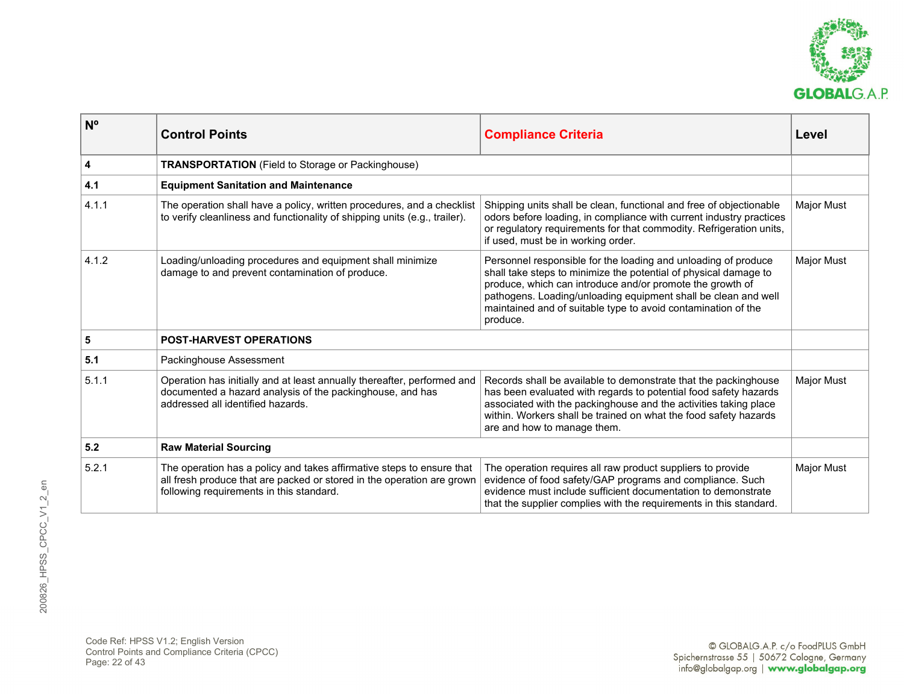| Nº | Control Points | Compliance Criteria | Level |
|---|---|---|---|
| **4** | **TRANSPORTATION** (Field to Storage or Packinghouse) | | |
| **4.1** | **Equipment Sanitation and Maintenance** | | |
| 4.1.1 | The operation shall have a policy, written procedures, and a checklist to verify cleanliness and functionality of shipping units (e.g., trailer). | Shipping units shall be clean, functional and free of objectionable odors before loading, in compliance with current industry practices or regulatory requirements for that commodity. Refrigeration units, if used, must be in working order. | Major Must |
| 4.1.2 | Loading/unloading procedures and equipment shall minimize damage to and prevent contamination of produce. | Personnel responsible for the loading and unloading of produce shall take steps to minimize the potential of physical damage to produce, which can introduce and/or promote the growth of pathogens. Loading/unloading equipment shall be clean and well maintained and of suitable type to avoid contamination of the produce. | Major Must |
| **5** | **POST-HARVEST OPERATIONS** | | |
| **5.1** | Packinghouse Assessment | | |
| 5.1.1 | Operation has initially and at least annually thereafter, performed and documented a hazard analysis of the packinghouse, and has addressed all identified hazards. | Records shall be available to demonstrate that the packinghouse has been evaluated with regards to potential food safety hazards associated with the packinghouse and the activities taking place within. Workers shall be trained on what the food safety hazards are and how to manage them. | Major Must |
| **5.2** | **Raw Material Sourcing** | | |
| 5.2.1 | The operation has a policy and takes affirmative steps to ensure that all fresh produce that are packed or stored in the operation are grown following requirements in this standard. | The operation requires all raw product suppliers to provide evidence of food safety/GAP programs and compliance. Such evidence must include sufficient documentation to demonstrate that the supplier complies with the requirements in this standard. | Major Must |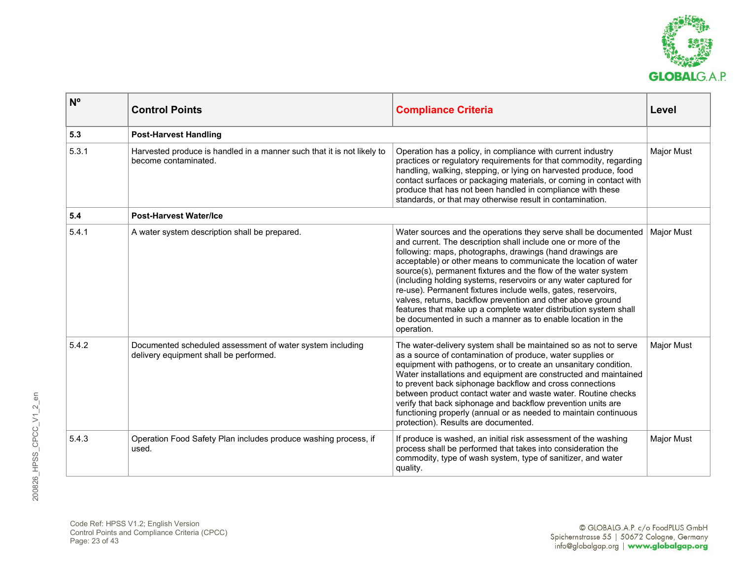| Nº | Control Points | Compliance Criteria | Level |
|---|---|---|---|
| **5.3** | **Post-Harvest Handling** | | |
| 5.3.1 | Harvested produce is handled in a manner such that it is not likely to become contaminated. | Operation has a policy, in compliance with current industry practices or regulatory requirements for that commodity, regarding handling, walking, stepping, or lying on harvested produce, food contact surfaces or packaging materials, or coming in contact with produce that has not been handled in compliance with these standards, or that may otherwise result in contamination. | Major Must |
| **5.4** | **Post-Harvest Water/Ice** | | |
| 5.4.1 | A water system description shall be prepared. | Water sources and the operations they serve shall be documented and current. The description shall include one or more of the following: maps, photographs, drawings (hand drawings are acceptable) or other means to communicate the location of water source(s), permanent fixtures and the flow of the water system (including holding systems, reservoirs or any water captured for re-use). Permanent fixtures include wells, gates, reservoirs, valves, returns, backflow prevention and other above ground features that make up a complete water distribution system shall be documented in such a manner as to enable location in the operation. | Major Must |
| 5.4.2 | Documented scheduled assessment of water system including delivery equipment shall be performed. | The water-delivery system shall be maintained so as not to serve as a source of contamination of produce, water supplies or equipment with pathogens, or to create an unsanitary condition. Water installations and equipment are constructed and maintained to prevent back siphonage backflow and cross connections between product contact water and waste water. Routine checks verify that back siphonage and backflow prevention units are functioning properly (annual or as needed to maintain continuous protection). Results are documented. | Major Must |
| 5.4.3 | Operation Food Safety Plan includes produce washing process, if used. | If produce is washed, an initial risk assessment of the washing process shall be performed that takes into consideration the commodity, type of wash system, type of sanitizer, and water quality. | Major Must |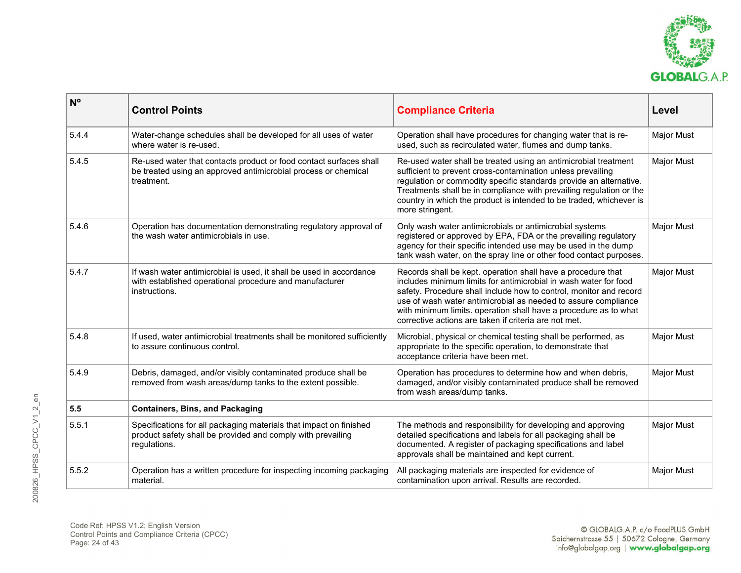| Nº | Control Points | Compliance Criteria | Level |
|---|---|---|---|
| 5.4.4 | Water-change schedules shall be developed for all uses of water where water is re-used. | Operation shall have procedures for changing water that is re-used, such as recirculated water, flumes and dump tanks. | Major Must |
| 5.4.5 | Re-used water that contacts product or food contact surfaces shall be treated using an approved antimicrobial process or chemical treatment. | Re-used water shall be treated using an antimicrobial treatment sufficient to prevent cross-contamination unless prevailing regulation or commodity specific standards provide an alternative. Treatments shall be in compliance with prevailing regulation or the country in which the product is intended to be traded, whichever is more stringent. | Major Must |
| 5.4.6 | Operation has documentation demonstrating regulatory approval of the wash water antimicrobials in use. | Only wash water antimicrobials or antimicrobial systems registered or approved by EPA, FDA or the prevailing regulatory agency for their specific intended use may be used in the dump tank wash water, on the spray line or other food contact purposes. | Major Must |
| 5.4.7 | If wash water antimicrobial is used, it shall be used in accordance with established operational procedure and manufacturer instructions. | Records shall be kept. operation shall have a procedure that includes minimum limits for antimicrobial in wash water for food safety. Procedure shall include how to control, monitor and record use of wash water antimicrobial as needed to assure compliance with minimum limits. operation shall have a procedure as to what corrective actions are taken if criteria are not met. | Major Must |
| 5.4.8 | If used, water antimicrobial treatments shall be monitored sufficiently to assure continuous control. | Microbial, physical or chemical testing shall be performed, as appropriate to the specific operation, to demonstrate that acceptance criteria have been met. | Major Must |
| 5.4.9 | Debris, damaged, and/or visibly contaminated produce shall be removed from wash areas/dump tanks to the extent possible. | Operation has procedures to determine how and when debris, damaged, and/or visibly contaminated produce shall be removed from wash areas/dump tanks. | Major Must |
| **5.5** | **Containers, Bins, and Packaging** | | |
| 5.5.1 | Specifications for all packaging materials that impact on finished product safety shall be provided and comply with prevailing regulations. | The methods and responsibility for developing and approving detailed specifications and labels for all packaging shall be documented. A register of packaging specifications and label approvals shall be maintained and kept current. | Major Must |
| 5.5.2 | Operation has a written procedure for inspecting incoming packaging material. | All packaging materials are inspected for evidence of contamination upon arrival. Results are recorded. | Major Must |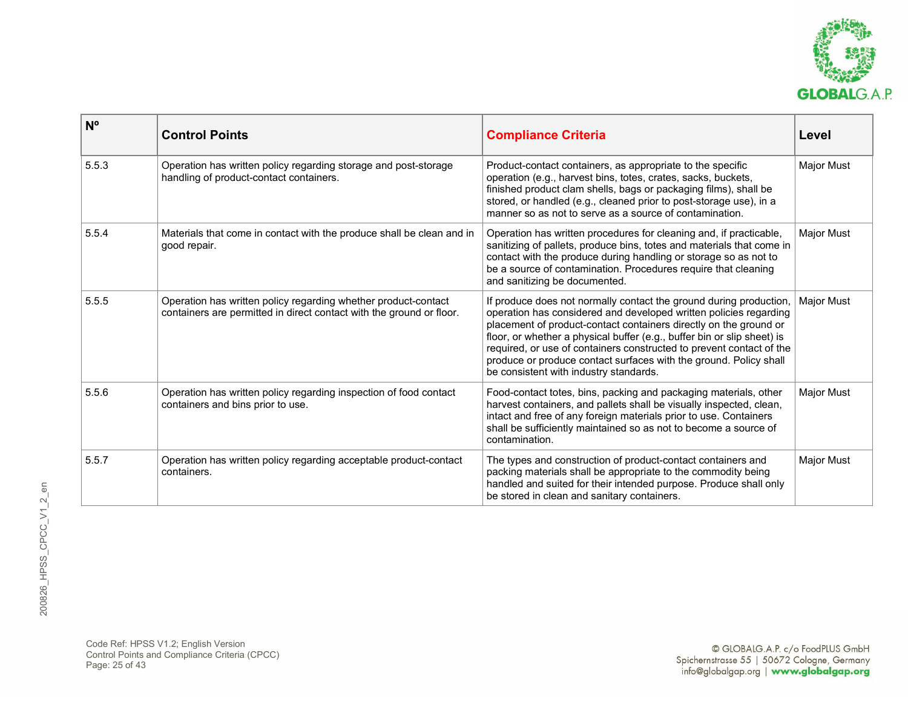| Nº | Control Points | Compliance Criteria | Level |
|---|---|---|---|
| 5.5.3 | Operation has written policy regarding storage and post-storage handling of product-contact containers. | Product-contact containers, as appropriate to the specific operation (e.g., harvest bins, totes, crates, sacks, buckets, finished product clam shells, bags or packaging films), shall be stored, or handled (e.g., cleaned prior to post-storage use), in a manner so as not to serve as a source of contamination. | Major Must |
| 5.5.4 | Materials that come in contact with the produce shall be clean and in good repair. | Operation has written procedures for cleaning and, if practicable, sanitizing of pallets, produce bins, totes and materials that come in contact with the produce during handling or storage so as not to be a source of contamination. Procedures require that cleaning and sanitizing be documented. | Major Must |
| 5.5.5 | Operation has written policy regarding whether product-contact containers are permitted in direct contact with the ground or floor. | If produce does not normally contact the ground during production, operation has considered and developed written policies regarding placement of product-contact containers directly on the ground or floor, or whether a physical buffer (e.g., buffer bin or slip sheet) is required, or use of containers constructed to prevent contact of the produce or produce contact surfaces with the ground. Policy shall be consistent with industry standards. | Major Must |
| 5.5.6 | Operation has written policy regarding inspection of food contact containers and bins prior to use. | Food-contact totes, bins, packing and packaging materials, other harvest containers, and pallets shall be visually inspected, clean, intact and free of any foreign materials prior to use. Containers shall be sufficiently maintained so as not to become a source of contamination. | Major Must |
| 5.5.7 | Operation has written policy regarding acceptable product-contact containers. | The types and construction of product-contact containers and packing materials shall be appropriate to the commodity being handled and suited for their intended purpose. Produce shall only be stored in clean and sanitary containers. | Major Must |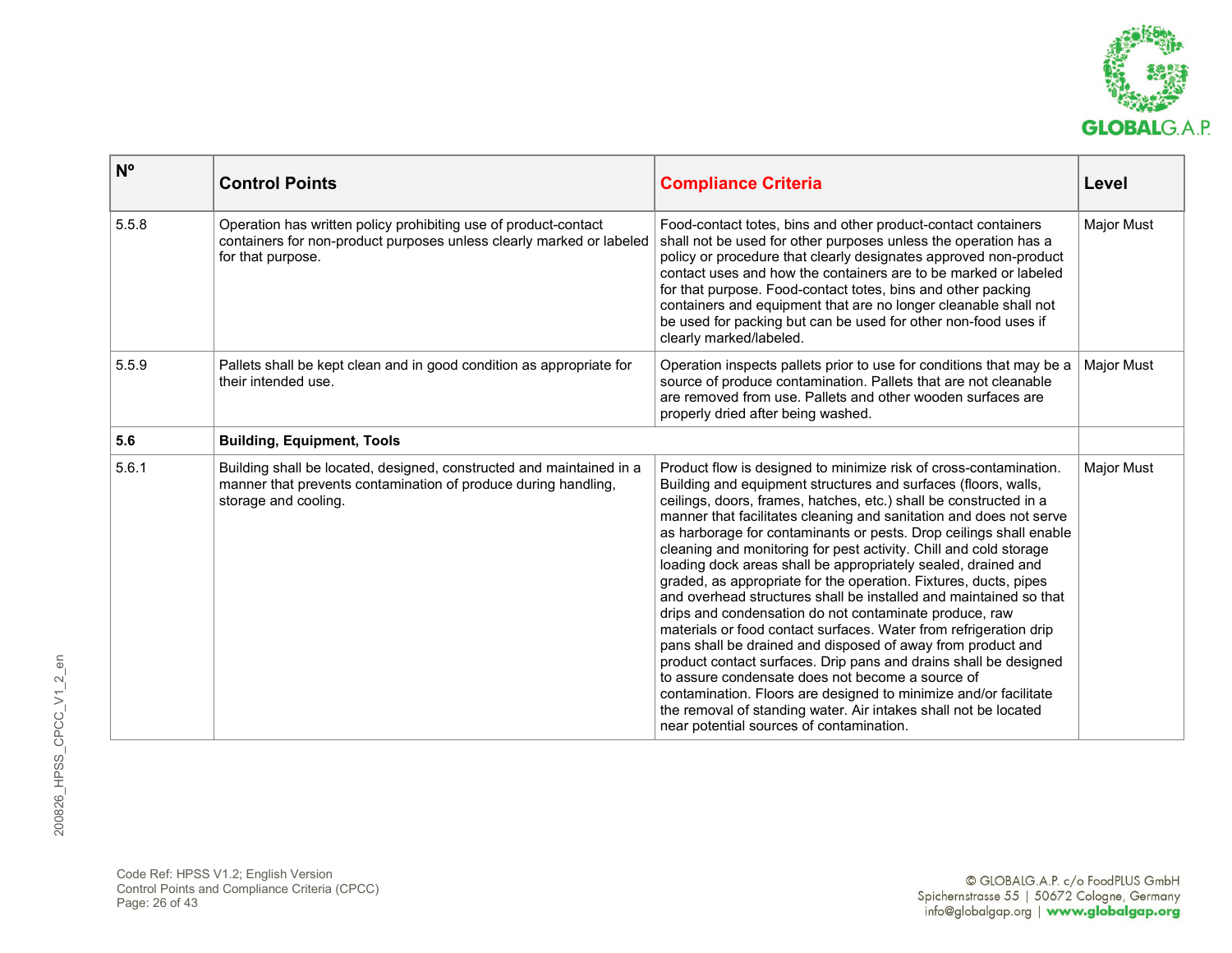| Nº | Control Points | Compliance Criteria | Level |
|---|---|---|---|
| 5.5.8 | Operation has written policy prohibiting use of product-contact containers for non-product purposes unless clearly marked or labeled for that purpose. | Food-contact totes, bins and other product-contact containers shall not be used for other purposes unless the operation has a policy or procedure that clearly designates approved non-product contact uses and how the containers are to be marked or labeled for that purpose. Food-contact totes, bins and other packing containers and equipment that are no longer cleanable shall not be used for packing but can be used for other non-food uses if clearly marked/labeled. | Major Must |
| 5.5.9 | Pallets shall be kept clean and in good condition as appropriate for their intended use. | Operation inspects pallets prior to use for conditions that may be a source of produce contamination. Pallets that are not cleanable are removed from use. Pallets and other wooden surfaces are properly dried after being washed. | Major Must |
| **5.6** | **Building, Equipment, Tools** | | |
| 5.6.1 | Building shall be located, designed, constructed and maintained in a manner that prevents contamination of produce during handling, storage and cooling. | Product flow is designed to minimize risk of cross-contamination. Building and equipment structures and surfaces (floors, walls, ceilings, doors, frames, hatches, etc.) shall be constructed in a manner that facilitates cleaning and sanitation and does not serve as harborage for contaminants or pests. Drop ceilings shall enable cleaning and monitoring for pest activity. Chill and cold storage loading dock areas shall be appropriately sealed, drained and graded, as appropriate for the operation. Fixtures, ducts, pipes and overhead structures shall be installed and maintained so that drips and condensation do not contaminate produce, raw materials or food contact surfaces. Water from refrigeration drip pans shall be drained and disposed of away from product and product contact surfaces. Drip pans and drains shall be designed to assure condensate does not become a source of contamination. Floors are designed to minimize and/or facilitate the removal of standing water. Air intakes shall not be located near potential sources of contamination. | Major Must |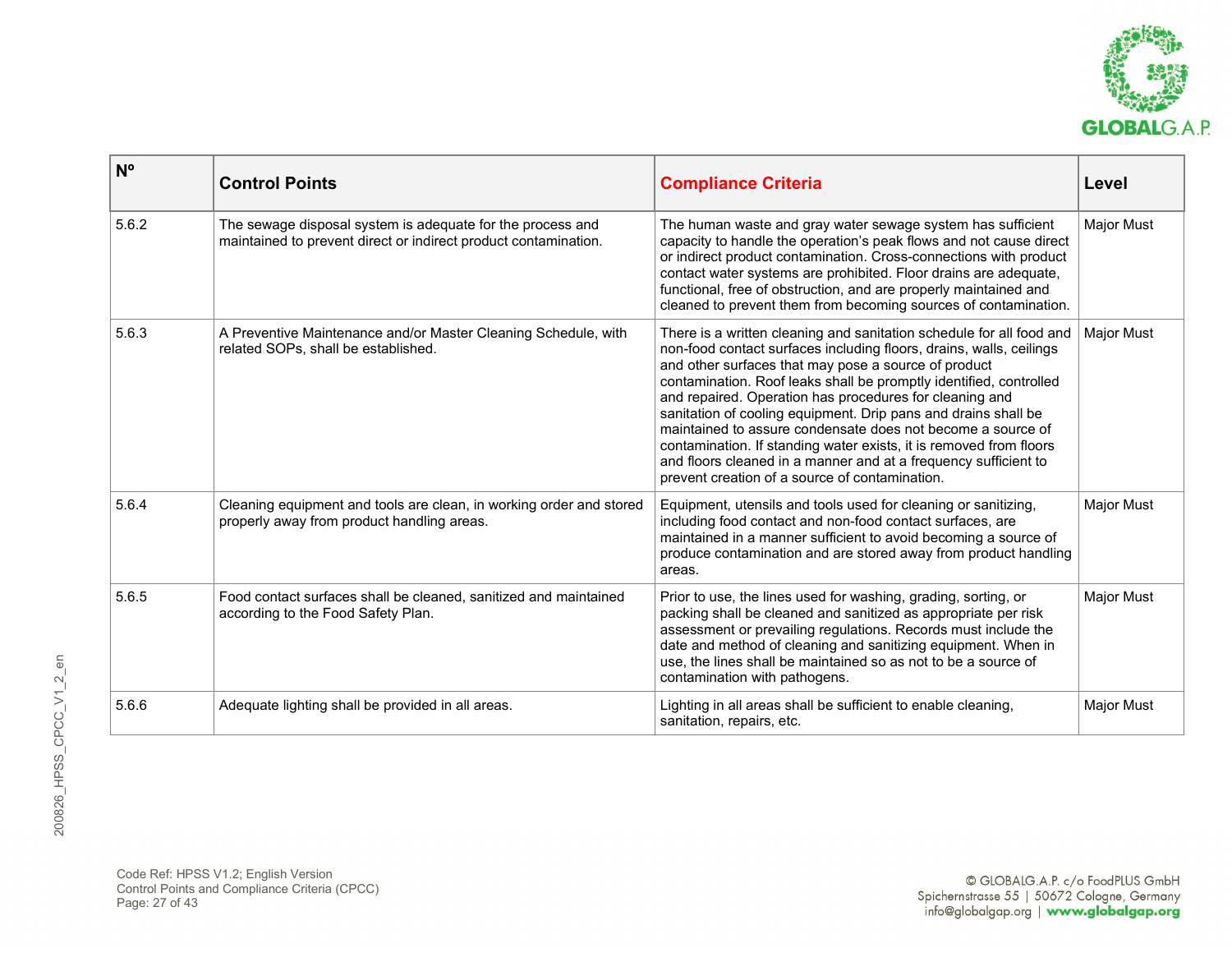| Nº | Control Points | Compliance Criteria | Level |
|---|---|---|---|
| 5.6.2 | The sewage disposal system is adequate for the process and maintained to prevent direct or indirect product contamination. | The human waste and gray water sewage system has sufficient capacity to handle the operation's peak flows and not cause direct or indirect product contamination. Cross-connections with product contact water systems are prohibited. Floor drains are adequate, functional, free of obstruction, and are properly maintained and cleaned to prevent them from becoming sources of contamination. | Major Must |
| 5.6.3 | A Preventive Maintenance and/or Master Cleaning Schedule, with related SOPs, shall be established. | There is a written cleaning and sanitation schedule for all food and non-food contact surfaces including floors, drains, walls, ceilings and other surfaces that may pose a source of product contamination. Roof leaks shall be promptly identified, controlled and repaired. Operation has procedures for cleaning and sanitation of cooling equipment. Drip pans and drains shall be maintained to assure condensate does not become a source of contamination. If standing water exists, it is removed from floors and floors cleaned in a manner and at a frequency sufficient to prevent creation of a source of contamination. | Major Must |
| 5.6.4 | Cleaning equipment and tools are clean, in working order and stored properly away from product handling areas. | Equipment, utensils and tools used for cleaning or sanitizing, including food contact and non-food contact surfaces, are maintained in a manner sufficient to avoid becoming a source of produce contamination and are stored away from product handling areas. | Major Must |
| 5.6.5 | Food contact surfaces shall be cleaned, sanitized and maintained according to the Food Safety Plan. | Prior to use, the lines used for washing, grading, sorting, or packing shall be cleaned and sanitized as appropriate per risk assessment or prevailing regulations. Records must include the date and method of cleaning and sanitizing equipment. When in use, the lines shall be maintained so as not to be a source of contamination with pathogens. | Major Must |
| 5.6.6 | Adequate lighting shall be provided in all areas. | Lighting in all areas shall be sufficient to enable cleaning, sanitation, repairs, etc. | Major Must |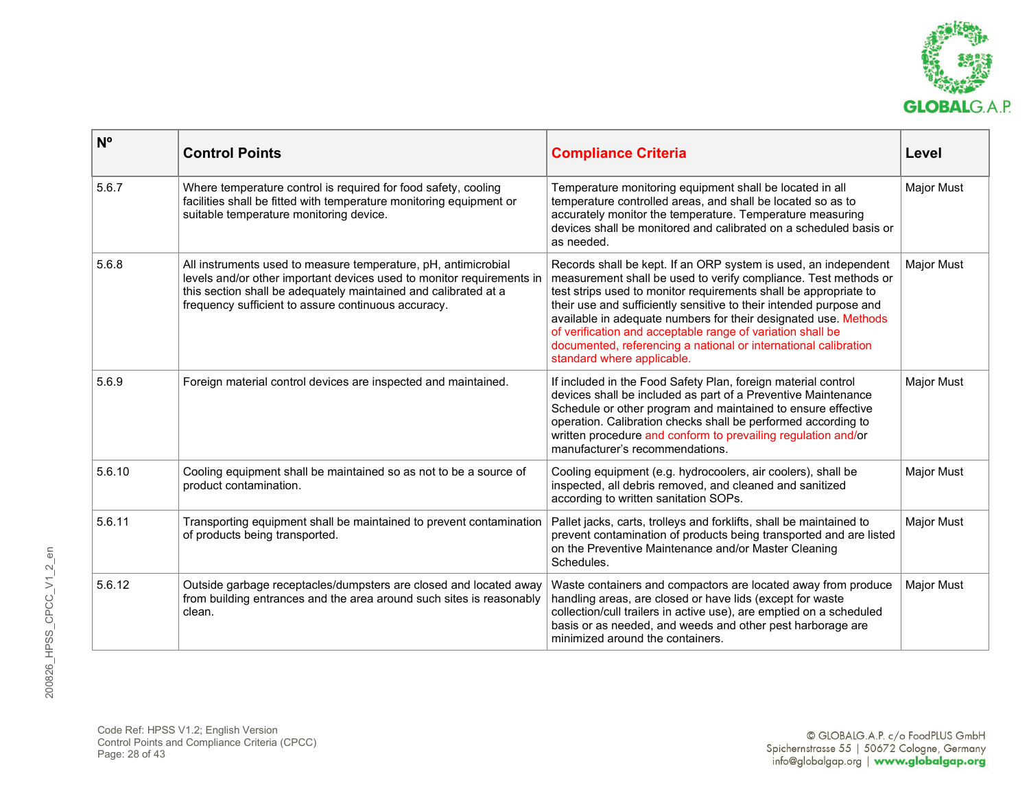| Nº | Control Points | Compliance Criteria | Level |
|---|---|---|---|
| 5.6.7 | Where temperature control is required for food safety, cooling facilities shall be fitted with temperature monitoring equipment or suitable temperature monitoring device. | Temperature monitoring equipment shall be located in all temperature controlled areas, and shall be located so as to accurately monitor the temperature. Temperature measuring devices shall be monitored and calibrated on a scheduled basis or as needed. | Major Must |
| 5.6.8 | All instruments used to measure temperature, pH, antimicrobial levels and/or other important devices used to monitor requirements in this section shall be adequately maintained and calibrated at a frequency sufficient to assure continuous accuracy. | Records shall be kept. If an ORP system is used, an independent measurement shall be used to verify compliance. Test methods or test strips used to monitor requirements shall be appropriate to their use and sufficiently sensitive to their intended purpose and available in adequate numbers for their designated use. Methods of verification and acceptable range of variation shall be documented, referencing a national or international calibration standard where applicable. | Major Must |
| 5.6.9 | Foreign material control devices are inspected and maintained. | If included in the Food Safety Plan, foreign material control devices shall be included as part of a Preventive Maintenance Schedule or other program and maintained to ensure effective operation. Calibration checks shall be performed according to written procedure and conform to prevailing regulation and/or manufacturer's recommendations. | Major Must |
| 5.6.10 | Cooling equipment shall be maintained so as not to be a source of product contamination. | Cooling equipment (e.g. hydrocoolers, air coolers), shall be inspected, all debris removed, and cleaned and sanitized according to written sanitation SOPs. | Major Must |
| 5.6.11 | Transporting equipment shall be maintained to prevent contamination of products being transported. | Pallet jacks, carts, trolleys and forklifts, shall be maintained to prevent contamination of products being transported and are listed on the Preventive Maintenance and/or Master Cleaning Schedules. | Major Must |
| 5.6.12 | Outside garbage receptacles/dumpsters are closed and located away from building entrances and the area around such sites is reasonably clean. | Waste containers and compactors are located away from produce handling areas, are closed or have lids (except for waste collection/cull trailers in active use), are emptied on a scheduled basis or as needed, and weeds and other pest harborage are minimized around the containers. | Major Must |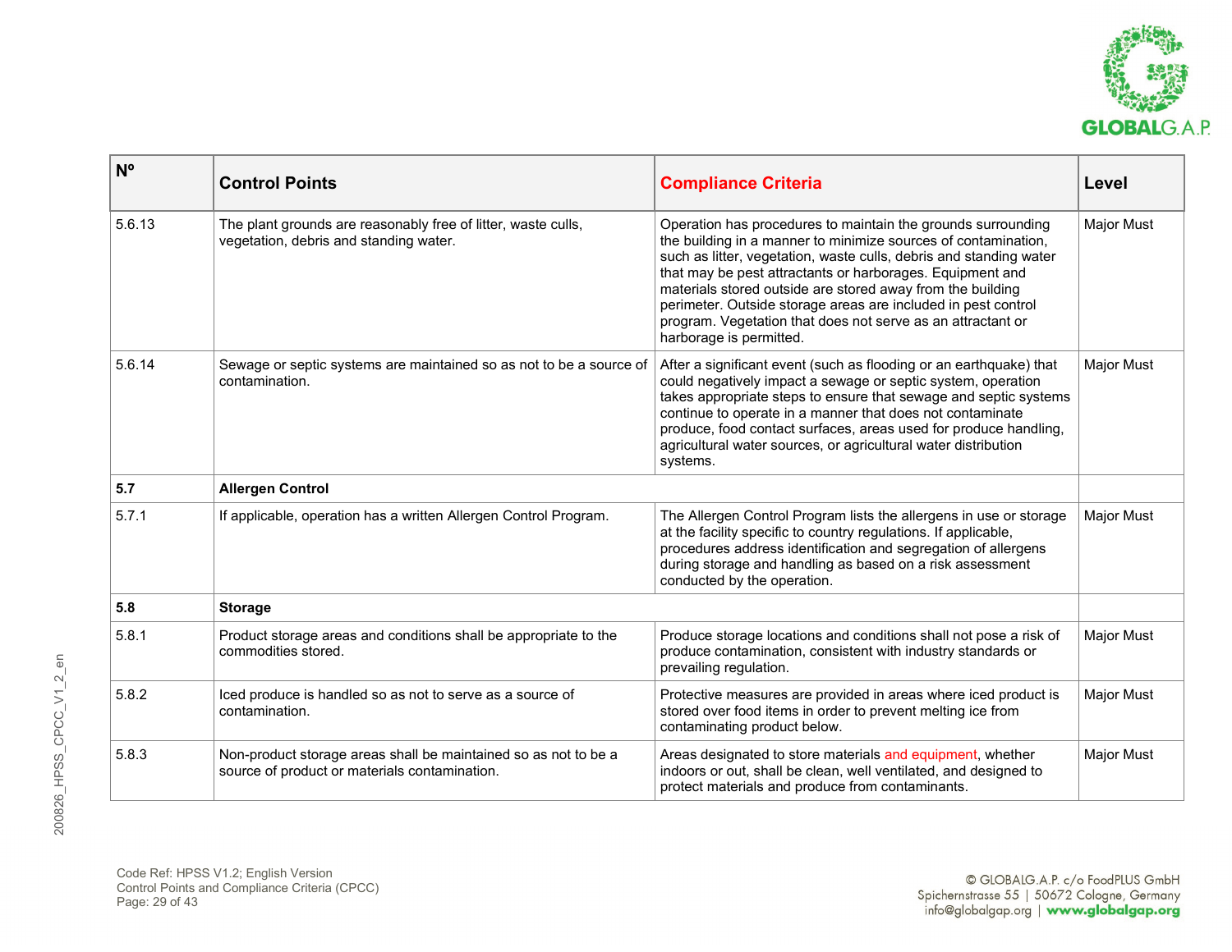| Nº | Control Points | Compliance Criteria | Level |
|---|---|---|---|
| 5.6.13 | The plant grounds are reasonably free of litter, waste culls, vegetation, debris and standing water. | Operation has procedures to maintain the grounds surrounding the building in a manner to minimize sources of contamination, such as litter, vegetation, waste culls, debris and standing water that may be pest attractants or harborages. Equipment and materials stored outside are stored away from the building perimeter. Outside storage areas are included in pest control program. Vegetation that does not serve as an attractant or harborage is permitted. | Major Must |
| 5.6.14 | Sewage or septic systems are maintained so as not to be a source of contamination. | After a significant event (such as flooding or an earthquake) that could negatively impact a sewage or septic system, operation takes appropriate steps to ensure that sewage and septic systems continue to operate in a manner that does not contaminate produce, food contact surfaces, areas used for produce handling, agricultural water sources, or agricultural water distribution systems. | Major Must |
| **5.7** | **Allergen Control** | | |
| 5.7.1 | If applicable, operation has a written Allergen Control Program. | The Allergen Control Program lists the allergens in use or storage at the facility specific to country regulations. If applicable, procedures address identification and segregation of allergens during storage and handling as based on a risk assessment conducted by the operation. | Major Must |
| **5.8** | **Storage** | | |
| 5.8.1 | Product storage areas and conditions shall be appropriate to the commodities stored. | Produce storage locations and conditions shall not pose a risk of produce contamination, consistent with industry standards or prevailing regulation. | Major Must |
| 5.8.2 | Iced produce is handled so as not to serve as a source of contamination. | Protective measures are provided in areas where iced product is stored over food items in order to prevent melting ice from contaminating product below. | Major Must |
| 5.8.3 | Non-product storage areas shall be maintained so as not to be a source of product or materials contamination. | Areas designated to store materials and equipment, whether indoors or out, shall be clean, well ventilated, and designed to protect materials and produce from contaminants. | Major Must |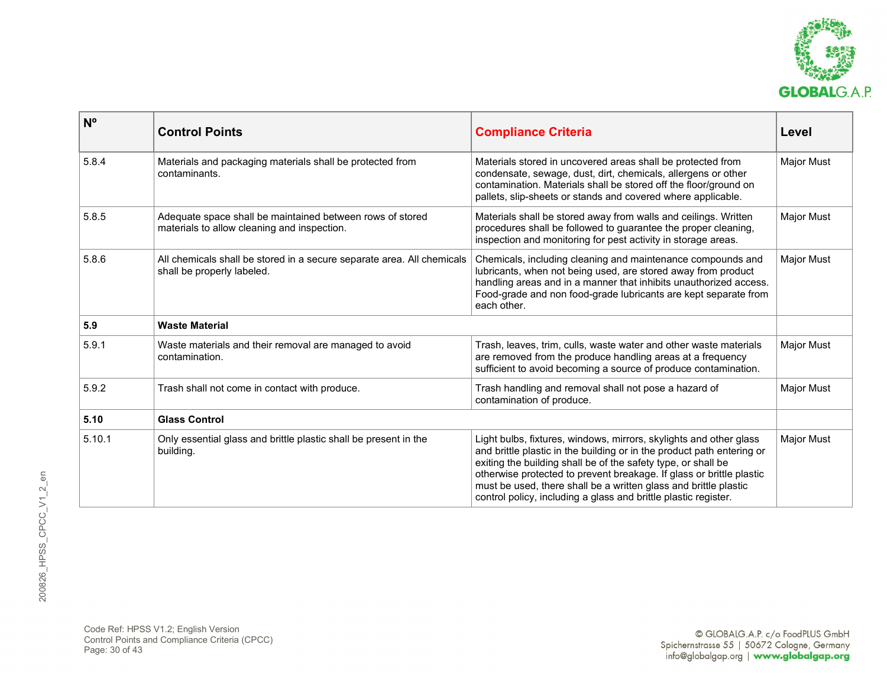| Nº | Control Points | Compliance Criteria | Level |
|---|---|---|---|
| 5.8.4 | Materials and packaging materials shall be protected from contaminants. | Materials stored in uncovered areas shall be protected from condensate, sewage, dust, dirt, chemicals, allergens or other contamination. Materials shall be stored off the floor/ground on pallets, slip-sheets or stands and covered where applicable. | Major Must |
| 5.8.5 | Adequate space shall be maintained between rows of stored materials to allow cleaning and inspection. | Materials shall be stored away from walls and ceilings. Written procedures shall be followed to guarantee the proper cleaning, inspection and monitoring for pest activity in storage areas. | Major Must |
| 5.8.6 | All chemicals shall be stored in a secure separate area. All chemicals shall be properly labeled. | Chemicals, including cleaning and maintenance compounds and lubricants, when not being used, are stored away from product handling areas and in a manner that inhibits unauthorized access. Food-grade and non food-grade lubricants are kept separate from each other. | Major Must |
| **5.9** | **Waste Material** | | |
| 5.9.1 | Waste materials and their removal are managed to avoid contamination. | Trash, leaves, trim, culls, waste water and other waste materials are removed from the produce handling areas at a frequency sufficient to avoid becoming a source of produce contamination. | Major Must |
| 5.9.2 | Trash shall not come in contact with produce. | Trash handling and removal shall not pose a hazard of contamination of produce. | Major Must |
| **5.10** | **Glass Control** | | |
| 5.10.1 | Only essential glass and brittle plastic shall be present in the building. | Light bulbs, fixtures, windows, mirrors, skylights and other glass and brittle plastic in the building or in the product path entering or exiting the building shall be of the safety type, or shall be otherwise protected to prevent breakage. If glass or brittle plastic must be used, there shall be a written glass and brittle plastic control policy, including a glass and brittle plastic register. | Major Must |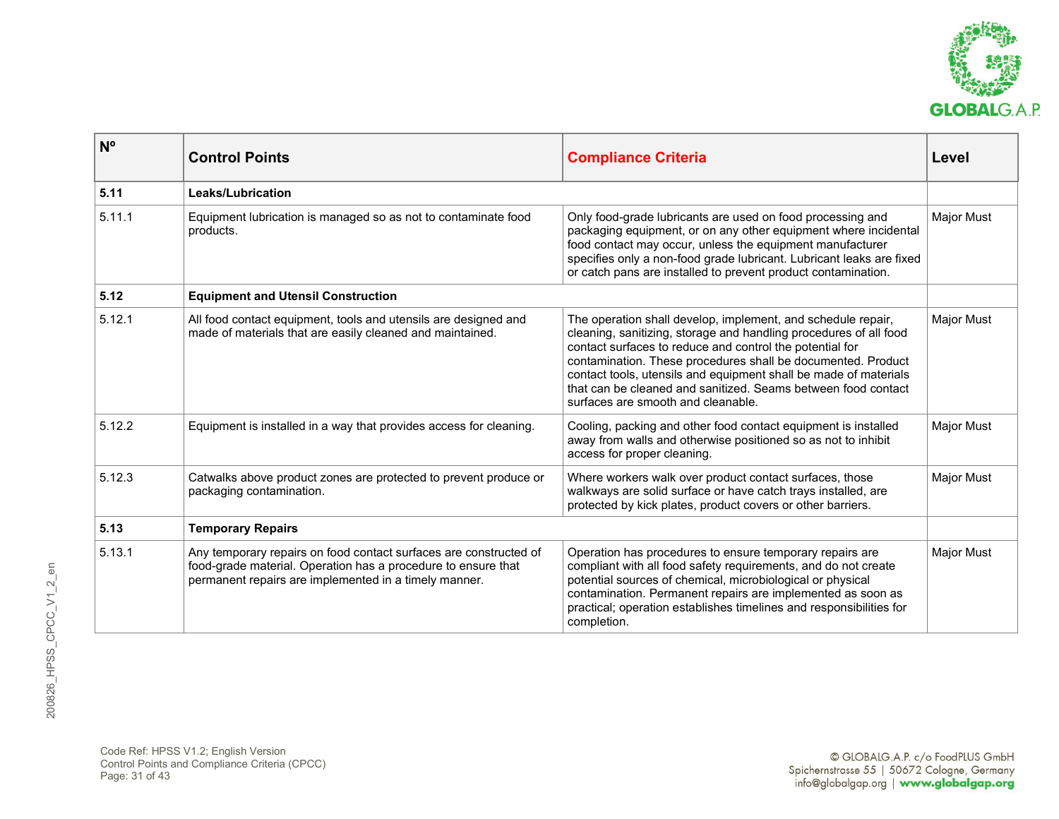| Nº | Control Points | Compliance Criteria | Level |
|---|---|---|---|
| **5.11** | **Leaks/Lubrication** | | |
| 5.11.1 | Equipment lubrication is managed so as not to contaminate food products. | Only food-grade lubricants are used on food processing and packaging equipment, or on any other equipment where incidental food contact may occur, unless the equipment manufacturer specifies only a non-food grade lubricant. Lubricant leaks are fixed or catch pans are installed to prevent product contamination. | Major Must |
| **5.12** | **Equipment and Utensil Construction** | | |
| 5.12.1 | All food contact equipment, tools and utensils are designed and made of materials that are easily cleaned and maintained. | The operation shall develop, implement, and schedule repair, cleaning, sanitizing, storage and handling procedures of all food contact surfaces to reduce and control the potential for contamination. These procedures shall be documented. Product contact tools, utensils and equipment shall be made of materials that can be cleaned and sanitized. Seams between food contact surfaces are smooth and cleanable. | Major Must |
| 5.12.2 | Equipment is installed in a way that provides access for cleaning. | Cooling, packing and other food contact equipment is installed away from walls and otherwise positioned so as not to inhibit access for proper cleaning. | Major Must |
| 5.12.3 | Catwalks above product zones are protected to prevent produce or packaging contamination. | Where workers walk over product contact surfaces, those walkways are solid surface or have catch trays installed, are protected by kick plates, product covers or other barriers. | Major Must |
| **5.13** | **Temporary Repairs** | | |
| 5.13.1 | Any temporary repairs on food contact surfaces are constructed of food-grade material. Operation has a procedure to ensure that permanent repairs are implemented in a timely manner. | Operation has procedures to ensure temporary repairs are compliant with all food safety requirements, and do not create potential sources of chemical, microbiological or physical contamination. Permanent repairs are implemented as soon as practical; operation establishes timelines and responsibilities for completion. | Major Must |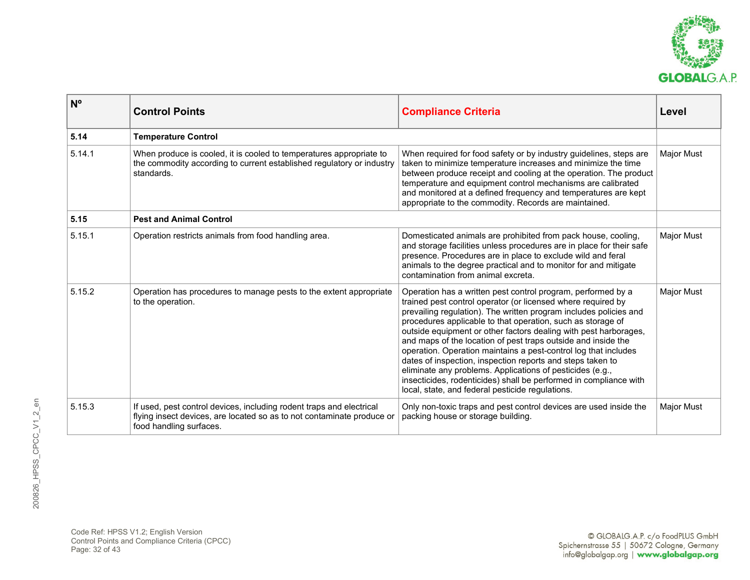| Nº | Control Points | Compliance Criteria | Level |
|---|---|---|---|
| **5.14** | **Temperature Control** | | |
| 5.14.1 | When produce is cooled, it is cooled to temperatures appropriate to the commodity according to current established regulatory or industry standards. | When required for food safety or by industry guidelines, steps are taken to minimize temperature increases and minimize the time between produce receipt and cooling at the operation. The product temperature and equipment control mechanisms are calibrated and monitored at a defined frequency and temperatures are kept appropriate to the commodity. Records are maintained. | Major Must |
| **5.15** | **Pest and Animal Control** | | |
| 5.15.1 | Operation restricts animals from food handling area. | Domesticated animals are prohibited from pack house, cooling, and storage facilities unless procedures are in place for their safe presence. Procedures are in place to exclude wild and feral animals to the degree practical and to monitor for and mitigate contamination from animal excreta. | Major Must |
| 5.15.2 | Operation has procedures to manage pests to the extent appropriate to the operation. | Operation has a written pest control program, performed by a trained pest control operator (or licensed where required by prevailing regulation). The written program includes policies and procedures applicable to that operation, such as storage of outside equipment or other factors dealing with pest harborages, and maps of the location of pest traps outside and inside the operation. Operation maintains a pest-control log that includes dates of inspection, inspection reports and steps taken to eliminate any problems. Applications of pesticides (e.g., insecticides, rodenticides) shall be performed in compliance with local, state, and federal pesticide regulations. | Major Must |
| 5.15.3 | If used, pest control devices, including rodent traps and electrical flying insect devices, are located so as to not contaminate produce or food handling surfaces. | Only non-toxic traps and pest control devices are used inside the packing house or storage building. | Major Must |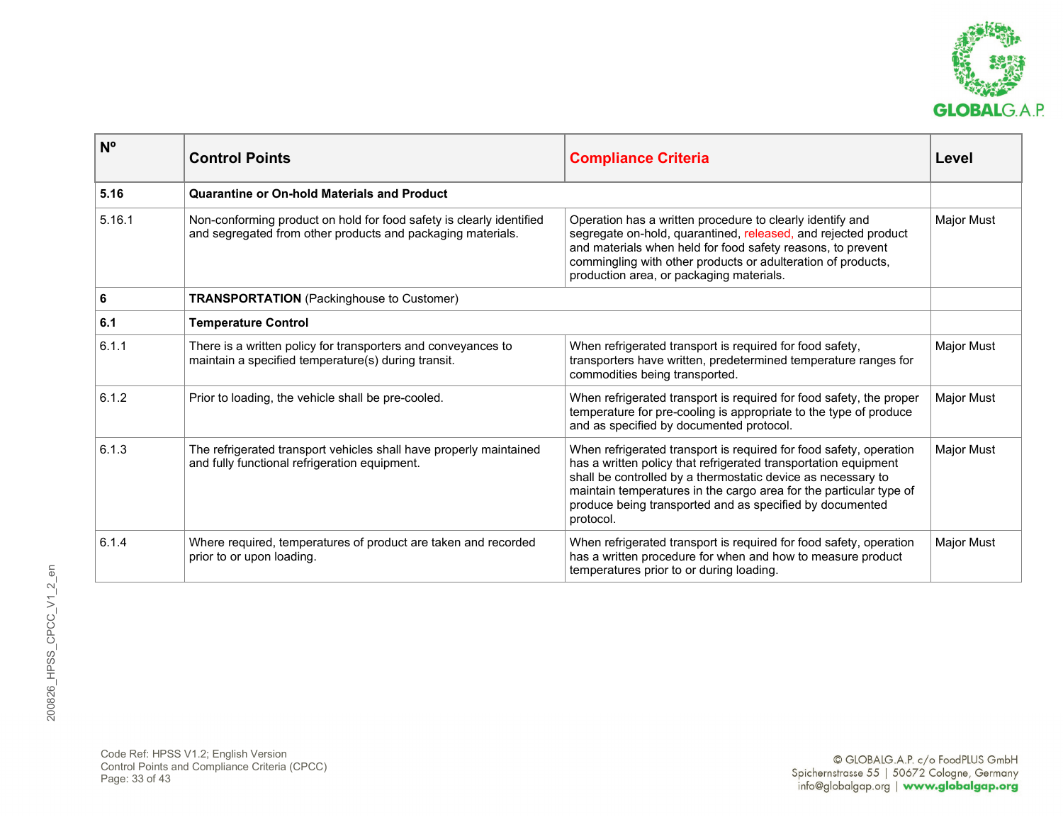| Nº | Control Points | Compliance Criteria | Level |
|---|---|---|---|
| **5.16** | **Quarantine or On-hold Materials and Product** | | |
| 5.16.1 | Non-conforming product on hold for food safety is clearly identified and segregated from other products and packaging materials. | Operation has a written procedure to clearly identify and segregate on-hold, quarantined, released, and rejected product and materials when held for food safety reasons, to prevent commingling with other products or adulteration of products, production area, or packaging materials. | Major Must |
| **6** | **TRANSPORTATION** (Packinghouse to Customer) | | |
| **6.1** | **Temperature Control** | | |
| 6.1.1 | There is a written policy for transporters and conveyances to maintain a specified temperature(s) during transit. | When refrigerated transport is required for food safety, transporters have written, predetermined temperature ranges for commodities being transported. | Major Must |
| 6.1.2 | Prior to loading, the vehicle shall be pre-cooled. | When refrigerated transport is required for food safety, the proper temperature for pre-cooling is appropriate to the type of produce and as specified by documented protocol. | Major Must |
| 6.1.3 | The refrigerated transport vehicles shall have properly maintained and fully functional refrigeration equipment. | When refrigerated transport is required for food safety, operation has a written policy that refrigerated transportation equipment shall be controlled by a thermostatic device as necessary to maintain temperatures in the cargo area for the particular type of produce being transported and as specified by documented protocol. | Major Must |
| 6.1.4 | Where required, temperatures of product are taken and recorded prior to or upon loading. | When refrigerated transport is required for food safety, operation has a written procedure for when and how to measure product temperatures prior to or during loading. | Major Must |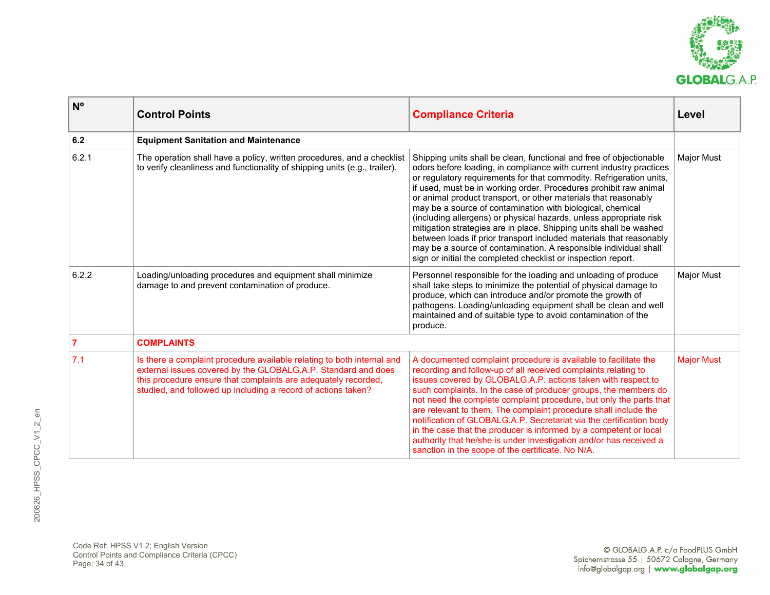| Nº | Control Points | Compliance Criteria | Level |
|---|---|---|---|
| **6.2** | **Equipment Sanitation and Maintenance** | | |
| 6.2.1 | The operation shall have a policy, written procedures, and a checklist to verify cleanliness and functionality of shipping units (e.g., trailer). | Shipping units shall be clean, functional and free of objectionable odors before loading, in compliance with current industry practices or regulatory requirements for that commodity. Refrigeration units, if used, must be in working order. Procedures prohibit raw animal or animal product transport, or other materials that reasonably may be a source of contamination with biological, chemical (including allergens) or physical hazards, unless appropriate risk mitigation strategies are in place. Shipping units shall be washed between loads if prior transport included materials that reasonably may be a source of contamination. A responsible individual shall sign or initial the completed checklist or inspection report. | Major Must |
| 6.2.2 | Loading/unloading procedures and equipment shall minimize damage to and prevent contamination of produce. | Personnel responsible for the loading and unloading of produce shall take steps to minimize the potential of physical damage to produce, which can introduce and/or promote the growth of pathogens. Loading/unloading equipment shall be clean and well maintained and of suitable type to avoid contamination of the produce. | Major Must |
| **7** | **COMPLAINTS** | | |
| 7.1 | Is there a complaint procedure available relating to both internal and external issues covered by the GLOBALG.A.P. Standard and does this procedure ensure that complaints are adequately recorded, studied, and followed up including a record of actions taken? | A documented complaint procedure is available to facilitate the recording and follow-up of all received complaints relating to issues covered by GLOBALG.A.P. actions taken with respect to such complaints. In the case of producer groups, the members do not need the complete complaint procedure, but only the parts that are relevant to them. The complaint procedure shall include the notification of GLOBALG.A.P. Secretariat via the certification body in the case that the producer is informed by a competent or local authority that he/she is under investigation and/or has received a sanction in the scope of the certificate. No N/A. | Major Must |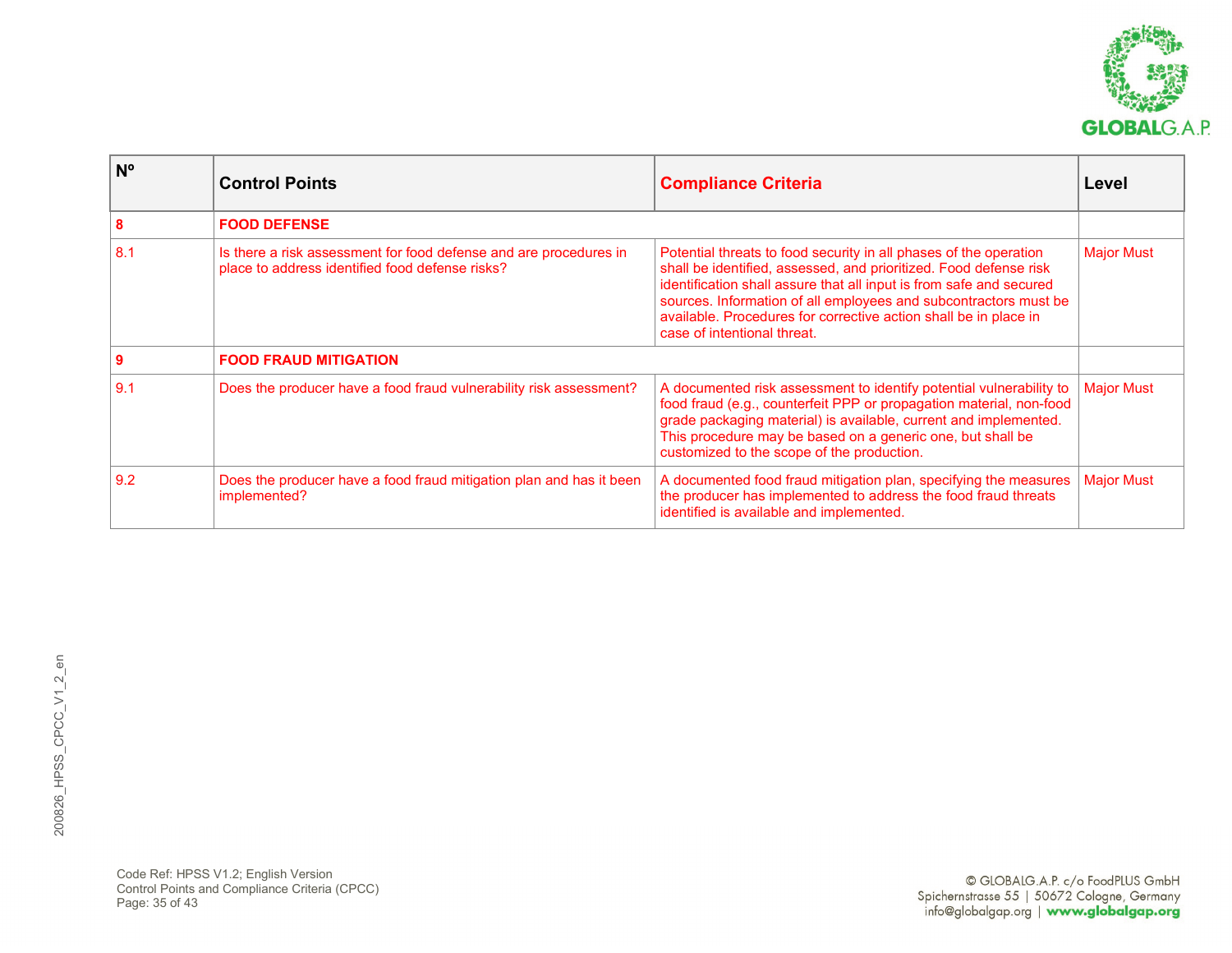| Nº | Control Points | Compliance Criteria | Level |
|---|---|---|---|
| **8** | **FOOD DEFENSE** | | |
| 8.1 | Is there a risk assessment for food defense and are procedures in place to address identified food defense risks? | Potential threats to food security in all phases of the operation shall be identified, assessed, and prioritized. Food defense risk identification shall assure that all input is from safe and secured sources. Information of all employees and subcontractors must be available. Procedures for corrective action shall be in place in case of intentional threat. | Major Must |
| **9** | **FOOD FRAUD MITIGATION** | | |
| 9.1 | Does the producer have a food fraud vulnerability risk assessment? | A documented risk assessment to identify potential vulnerability to food fraud (e.g., counterfeit PPP or propagation material, non-food grade packaging material) is available, current and implemented. This procedure may be based on a generic one, but shall be customized to the scope of the production. | Major Must |
| 9.2 | Does the producer have a food fraud mitigation plan and has it been implemented? | A documented food fraud mitigation plan, specifying the measures the producer has implemented to address the food fraud threats identified is available and implemented. | Major Must |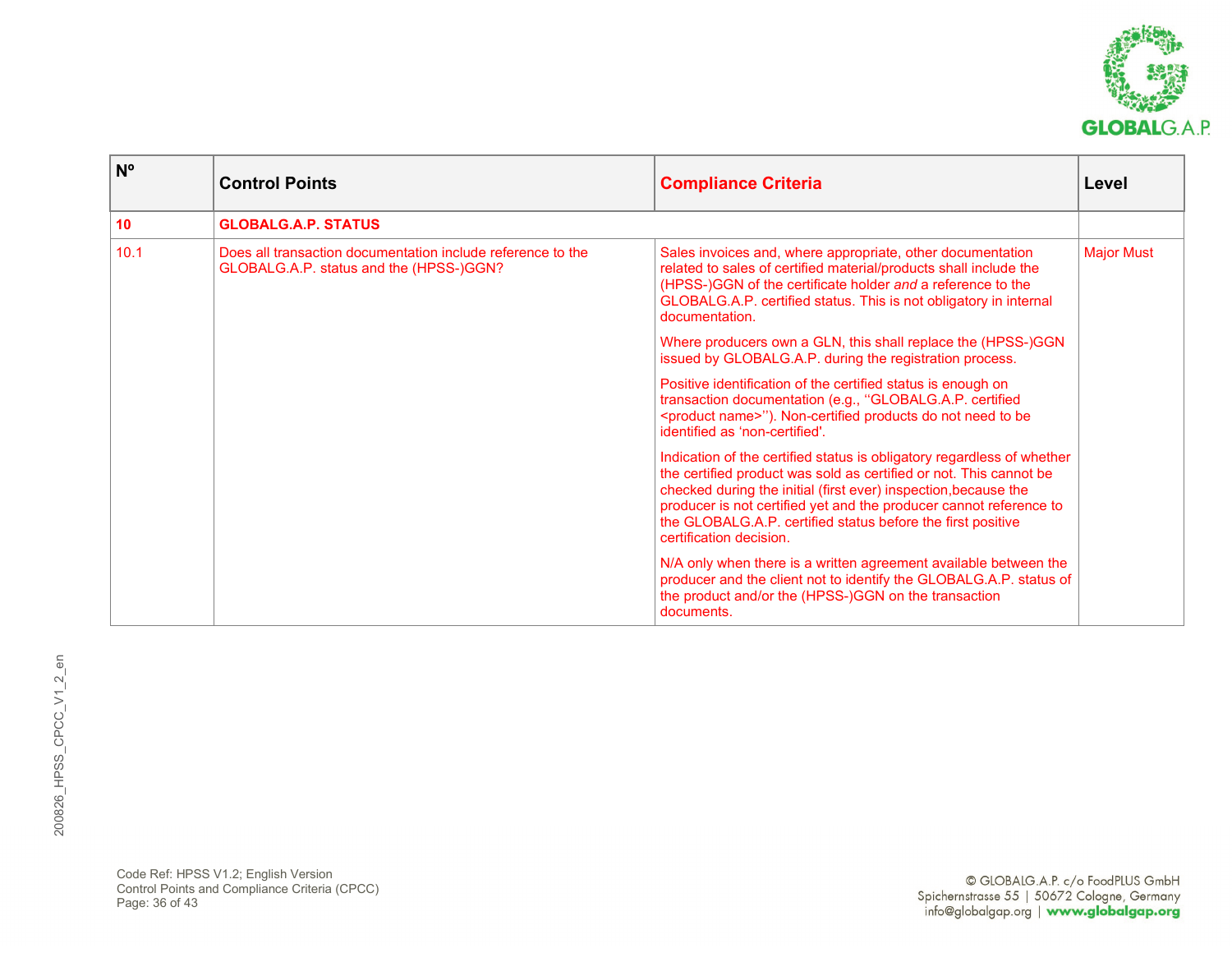| Nº | Control Points | Compliance Criteria | Level |
|---|---|---|---|
| **10** | **GLOBALG.A.P. STATUS** | | |
| 10.1 | Does all transaction documentation include reference to the GLOBALG.A.P. status and the (HPSS-)GGN? | Sales invoices and, where appropriate, other documentation related to sales of certified material/products shall include the (HPSS-)GGN of the certificate holder *and* a reference to the GLOBALG.A.P. certified status. This is not obligatory in internal documentation.<br><br>Where producers own a GLN, this shall replace the (HPSS-)GGN issued by GLOBALG.A.P. during the registration process.<br><br>Positive identification of the certified status is enough on transaction documentation (e.g., ''GLOBALG.A.P. certified <product name>''). Non-certified products do not need to be identified as 'non-certified'.<br><br>Indication of the certified status is obligatory regardless of whether the certified product was sold as certified or not. This cannot be checked during the initial (first ever) inspection,because the producer is not certified yet and the producer cannot reference to the GLOBALG.A.P. certified status before the first positive certification decision.<br><br>N/A only when there is a written agreement available between the producer and the client not to identify the GLOBALG.A.P. status of the product and/or the (HPSS-)GGN on the transaction documents. | Major Must |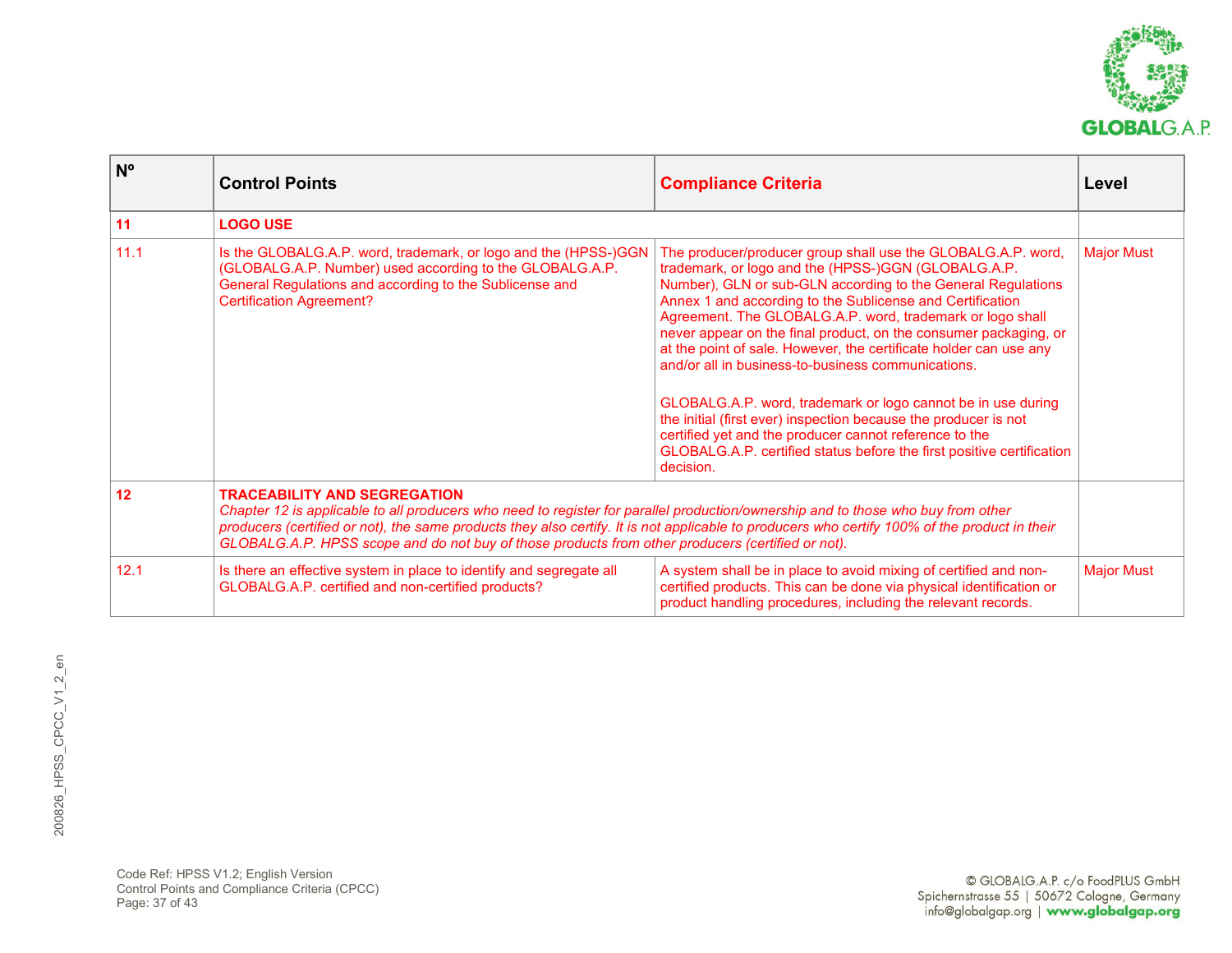| Nº | Control Points | Compliance Criteria | Level |
|---|---|---|---|
| **11** | **LOGO USE** | | |
| 11.1 | Is the GLOBALG.A.P. word, trademark, or logo and the (HPSS-)GGN (GLOBALG.A.P. Number) used according to the GLOBALG.A.P. General Regulations and according to the Sublicense and Certification Agreement? | The producer/producer group shall use the GLOBALG.A.P. word, trademark, or logo and the (HPSS-)GGN (GLOBALG.A.P. Number), GLN or sub-GLN according to the General Regulations Annex 1 and according to the Sublicense and Certification Agreement. The GLOBALG.A.P. word, trademark or logo shall never appear on the final product, on the consumer packaging, or at the point of sale. However, the certificate holder can use any and/or all in business-to-business communications.<br><br>GLOBALG.A.P. word, trademark or logo cannot be in use during the initial (first ever) inspection because the producer is not certified yet and the producer cannot reference to the GLOBALG.A.P. certified status before the first positive certification decision. | Major Must |
| **12** | **TRACEABILITY AND SEGREGATION**<br>*Chapter 12 is applicable to all producers who need to register for parallel production/ownership and to those who buy from other producers (certified or not), the same products they also certify. It is not applicable to producers who certify 100% of the product in their GLOBALG.A.P. HPSS scope and do not buy of those products from other producers (certified or not).* | | |
| 12.1 | Is there an effective system in place to identify and segregate all GLOBALG.A.P. certified and non-certified products? | A system shall be in place to avoid mixing of certified and non-certified products. This can be done via physical identification or product handling procedures, including the relevant records. | Major Must |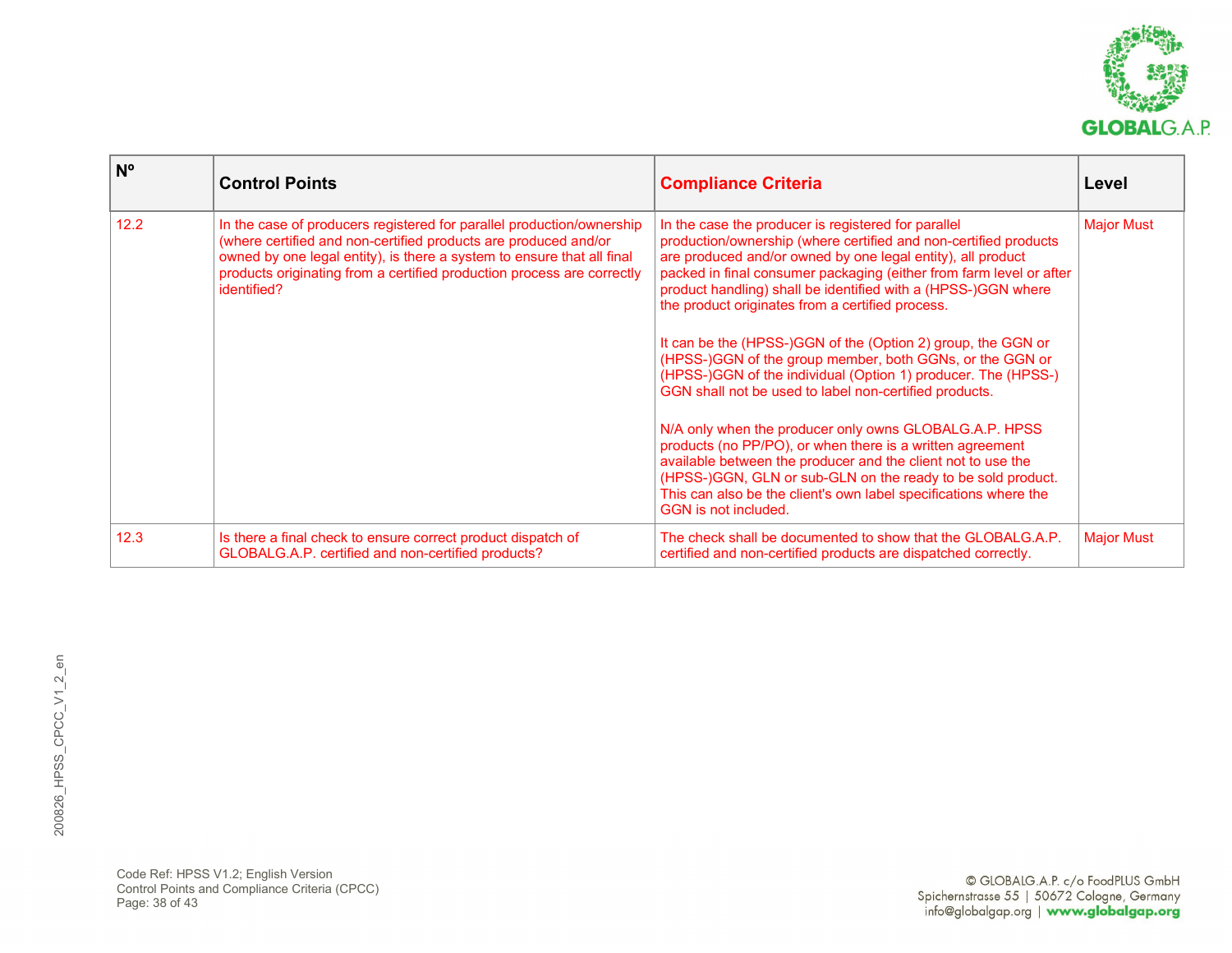| Nº | Control Points | Compliance Criteria | Level |
|---|---|---|---|
| 12.2 | In the case of producers registered for parallel production/ownership (where certified and non-certified products are produced and/or owned by one legal entity), is there a system to ensure that all final products originating from a certified production process are correctly identified? | In the case the producer is registered for parallel production/ownership (where certified and non-certified products are produced and/or owned by one legal entity), all product packed in final consumer packaging (either from farm level or after product handling) shall be identified with a (HPSS-)GGN where the product originates from a certified process.<br><br>It can be the (HPSS-)GGN of the (Option 2) group, the GGN or (HPSS-)GGN of the group member, both GGNs, or the GGN or (HPSS-)GGN of the individual (Option 1) producer. The (HPSS-) GGN shall not be used to label non-certified products.<br><br>N/A only when the producer only owns GLOBALG.A.P. HPSS products (no PP/PO), or when there is a written agreement available between the producer and the client not to use the (HPSS-)GGN, GLN or sub-GLN on the ready to be sold product. This can also be the client's own label specifications where the GGN is not included. | Major Must |
| 12.3 | Is there a final check to ensure correct product dispatch of GLOBALG.A.P. certified and non-certified products? | The check shall be documented to show that the GLOBALG.A.P. certified and non-certified products are dispatched correctly. | Major Must |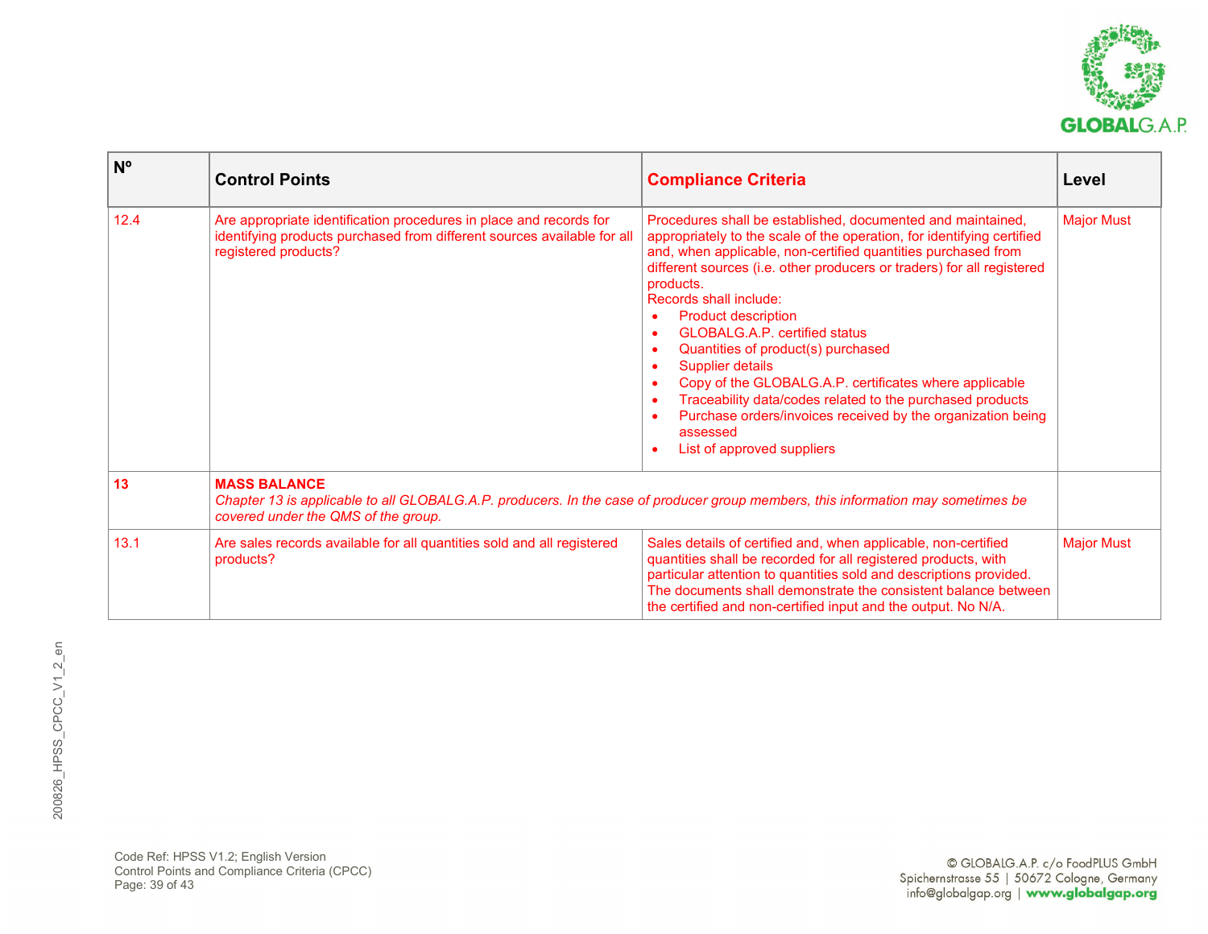| Nº | Control Points | Compliance Criteria | Level |
|---|---|---|---|
| 12.4 | Are appropriate identification procedures in place and records for identifying products purchased from different sources available for all registered products? | Procedures shall be established, documented and maintained, appropriately to the scale of the operation, for identifying certified and, when applicable, non-certified quantities purchased from different sources (i.e. other producers or traders) for all registered products.<br>Records shall include:<br>• Product description<br>• GLOBALG.A.P. certified status<br>• Quantities of product(s) purchased<br>• Supplier details<br>• Copy of the GLOBALG.A.P. certificates where applicable<br>• Traceability data/codes related to the purchased products<br>• Purchase orders/invoices received by the organization being assessed<br>• List of approved suppliers | Major Must |
| **13** | **MASS BALANCE**<br>*Chapter 13 is applicable to all GLOBALG.A.P. producers. In the case of producer group members, this information may sometimes be covered under the QMS of the group.* | | |
| 13.1 | Are sales records available for all quantities sold and all registered products? | Sales details of certified and, when applicable, non-certified quantities shall be recorded for all registered products, with particular attention to quantities sold and descriptions provided. The documents shall demonstrate the consistent balance between the certified and non-certified input and the output. No N/A. | Major Must |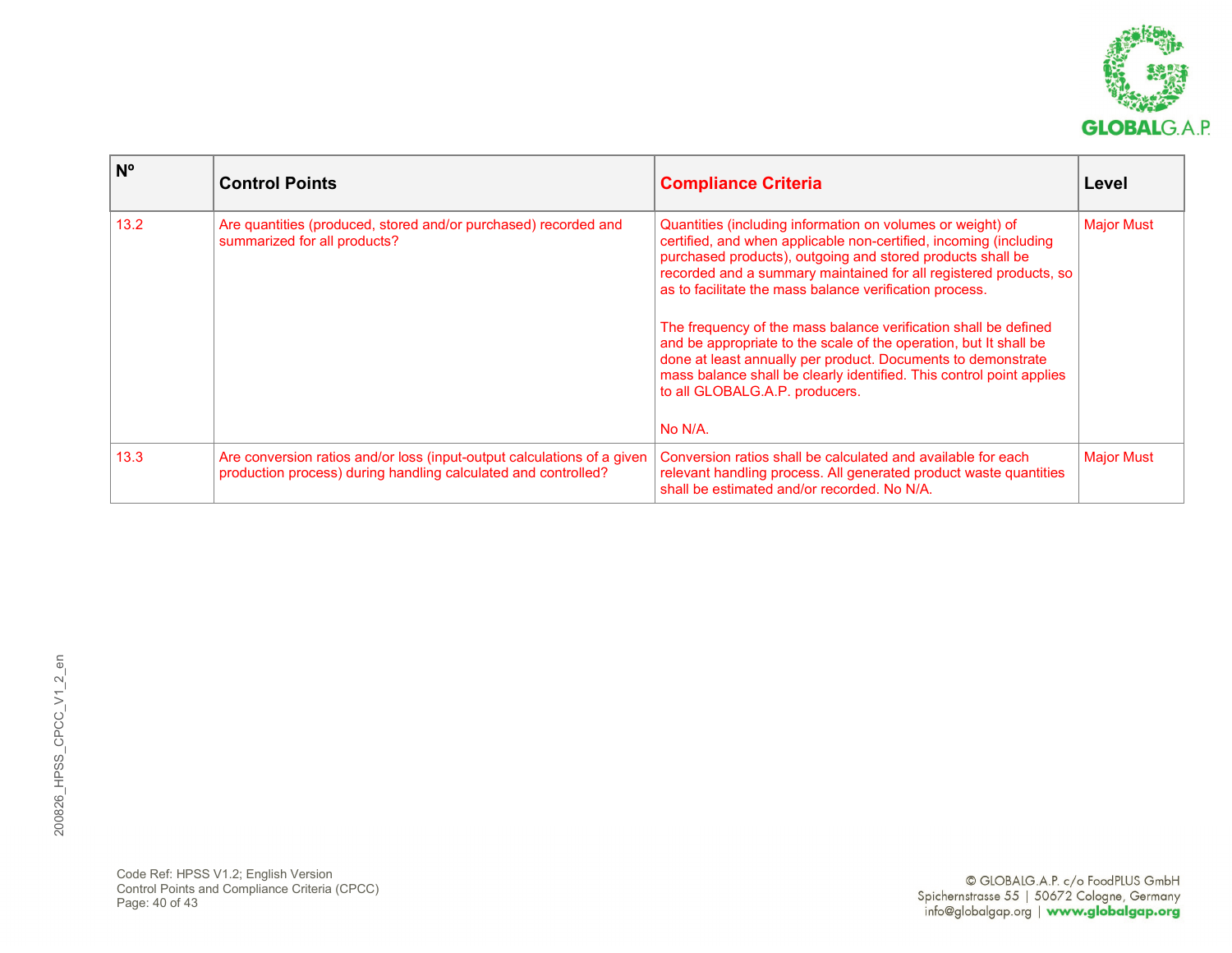| Nº | Control Points | Compliance Criteria | Level |
|---|---|---|---|
| 13.2 | Are quantities (produced, stored and/or purchased) recorded and summarized for all products? | Quantities (including information on volumes or weight) of certified, and when applicable non-certified, incoming (including purchased products), outgoing and stored products shall be recorded and a summary maintained for all registered products, so as to facilitate the mass balance verification process.<br><br>The frequency of the mass balance verification shall be defined and be appropriate to the scale of the operation, but It shall be done at least annually per product. Documents to demonstrate mass balance shall be clearly identified. This control point applies to all GLOBALG.A.P. producers.<br><br>No N/A. | Major Must |
| 13.3 | Are conversion ratios and/or loss (input-output calculations of a given production process) during handling calculated and controlled? | Conversion ratios shall be calculated and available for each relevant handling process. All generated product waste quantities shall be estimated and/or recorded. No N/A. | Major Must |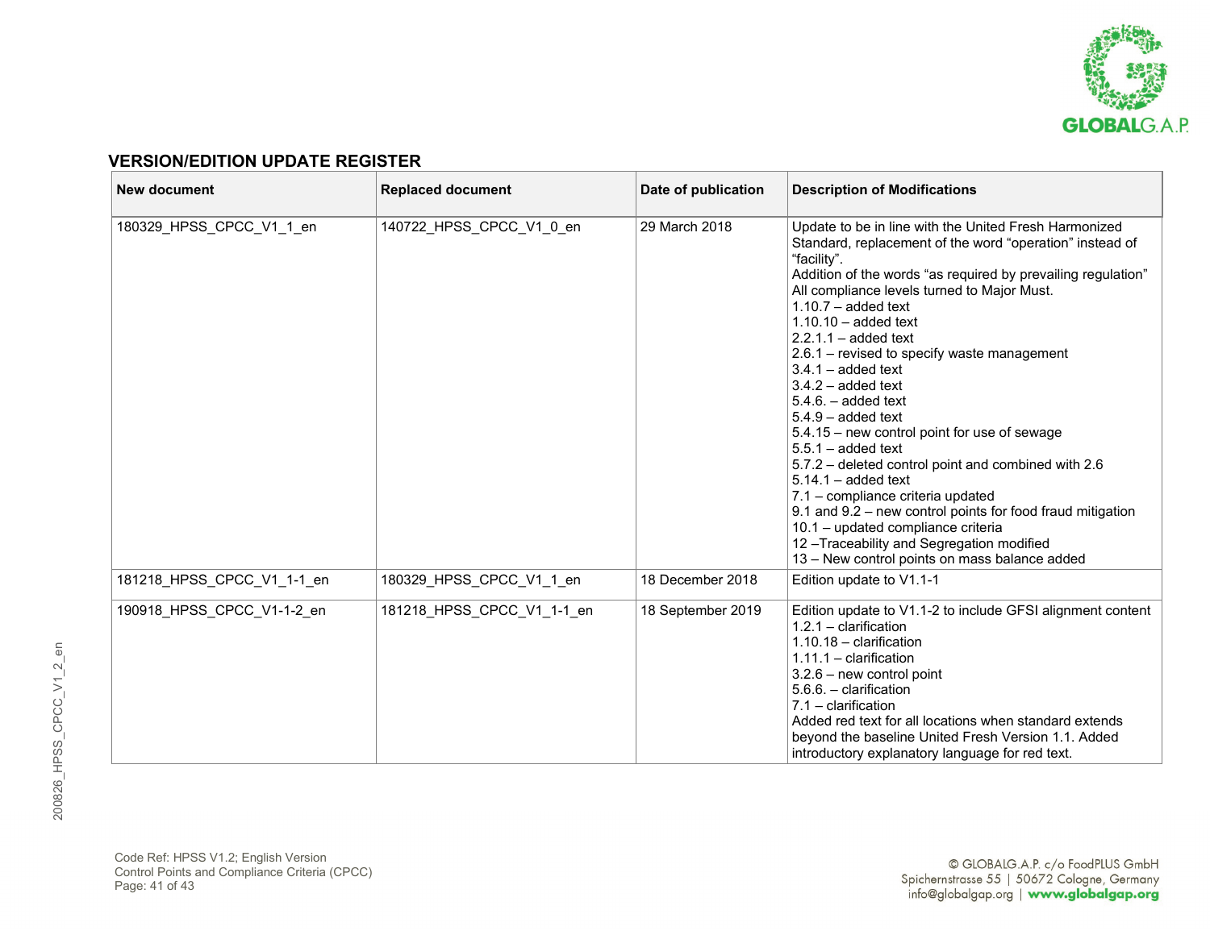## VERSION/EDITION UPDATE REGISTER

| New document | Replaced document | Date of publication | Description of Modifications |
|---|---|---|---|
| 180329_HPSS_CPCC_V1_1_en | 140722_HPSS_CPCC_V1_0_en | 29 March 2018 | Update to be in line with the United Fresh Harmonized Standard, replacement of the word "operation" instead of "facility".<br>Addition of the words "as required by prevailing regulation"<br>All compliance levels turned to Major Must.<br>1.10.7 – added text<br>1.10.10 – added text<br>2.2.1.1 – added text<br>2.6.1 – revised to specify waste management<br>3.4.1 – added text<br>3.4.2 – added text<br>5.4.6. – added text<br>5.4.9 – added text<br>5.4.15 – new control point for use of sewage<br>5.5.1 – added text<br>5.7.2 – deleted control point and combined with 2.6<br>5.14.1 – added text<br>7.1 – compliance criteria updated<br>9.1 and 9.2 – new control points for food fraud mitigation<br>10.1 – updated compliance criteria<br>12 –Traceability and Segregation modified<br>13 – New control points on mass balance added |
| 181218_HPSS_CPCC_V1_1-1_en | 180329_HPSS_CPCC_V1_1_en | 18 December 2018 | Edition update to V1.1-1 |
| 190918_HPSS_CPCC_V1-1-2_en | 181218_HPSS_CPCC_V1_1-1_en | 18 September 2019 | Edition update to V1.1-2 to include GFSI alignment content<br>1.2.1 – clarification<br>1.10.18 – clarification<br>1.11.1 – clarification<br>3.2.6 – new control point<br>5.6.6. – clarification<br>7.1 – clarification<br>Added red text for all locations when standard extends beyond the baseline United Fresh Version 1.1. Added introductory explanatory language for red text. |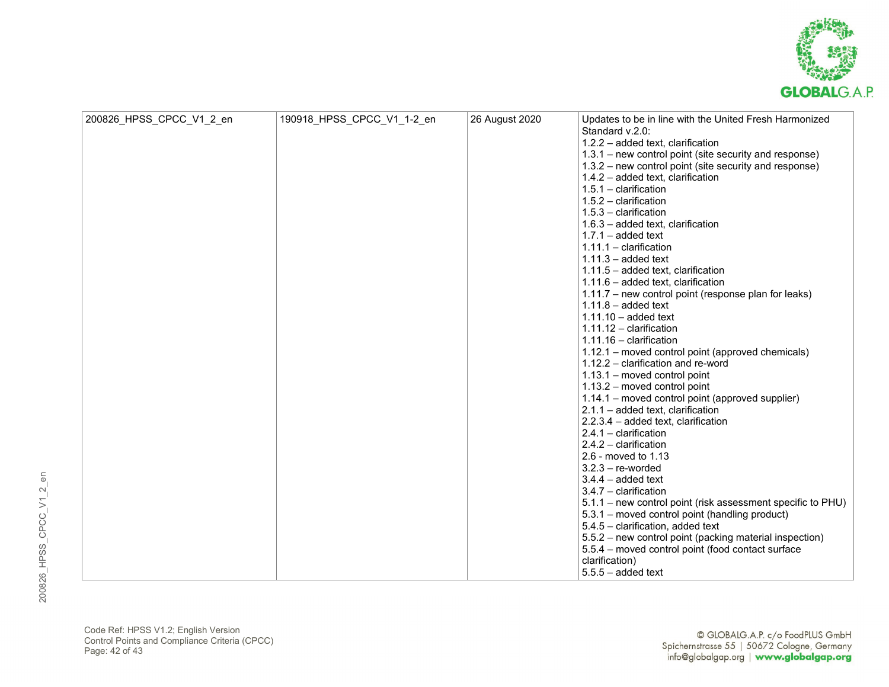| | | | |
|---|---|---|---|
| 200826_HPSS_CPCC_V1_2_en | 190918_HPSS_CPCC_V1_1-2_en | 26 August 2020 | Updates to be in line with the United Fresh Harmonized Standard v.2.0:<br>1.2.2 – added text, clarification<br>1.3.1 – new control point (site security and response)<br>1.3.2 – new control point (site security and response)<br>1.4.2 – added text, clarification<br>1.5.1 – clarification<br>1.5.2 – clarification<br>1.5.3 – clarification<br>1.6.3 – added text, clarification<br>1.7.1 – added text<br>1.11.1 – clarification<br>1.11.3 – added text<br>1.11.5 – added text, clarification<br>1.11.6 – added text, clarification<br>1.11.7 – new control point (response plan for leaks)<br>1.11.8 – added text<br>1.11.10 – added text<br>1.11.12 – clarification<br>1.11.16 – clarification<br>1.12.1 – moved control point (approved chemicals)<br>1.12.2 – clarification and re-word<br>1.13.1 – moved control point<br>1.13.2 – moved control point<br>1.14.1 – moved control point (approved supplier)<br>2.1.1 – added text, clarification<br>2.2.3.4 – added text, clarification<br>2.4.1 – clarification<br>2.4.2 – clarification<br>2.6 - moved to 1.13<br>3.2.3 – re-worded<br>3.4.4 – added text<br>3.4.7 – clarification<br>5.1.1 – new control point (risk assessment specific to PHU)<br>5.3.1 – moved control point (handling product)<br>5.4.5 – clarification, added text<br>5.5.2 – new control point (packing material inspection)<br>5.5.4 – moved control point (food contact surface clarification)<br>5.5.5 – added text |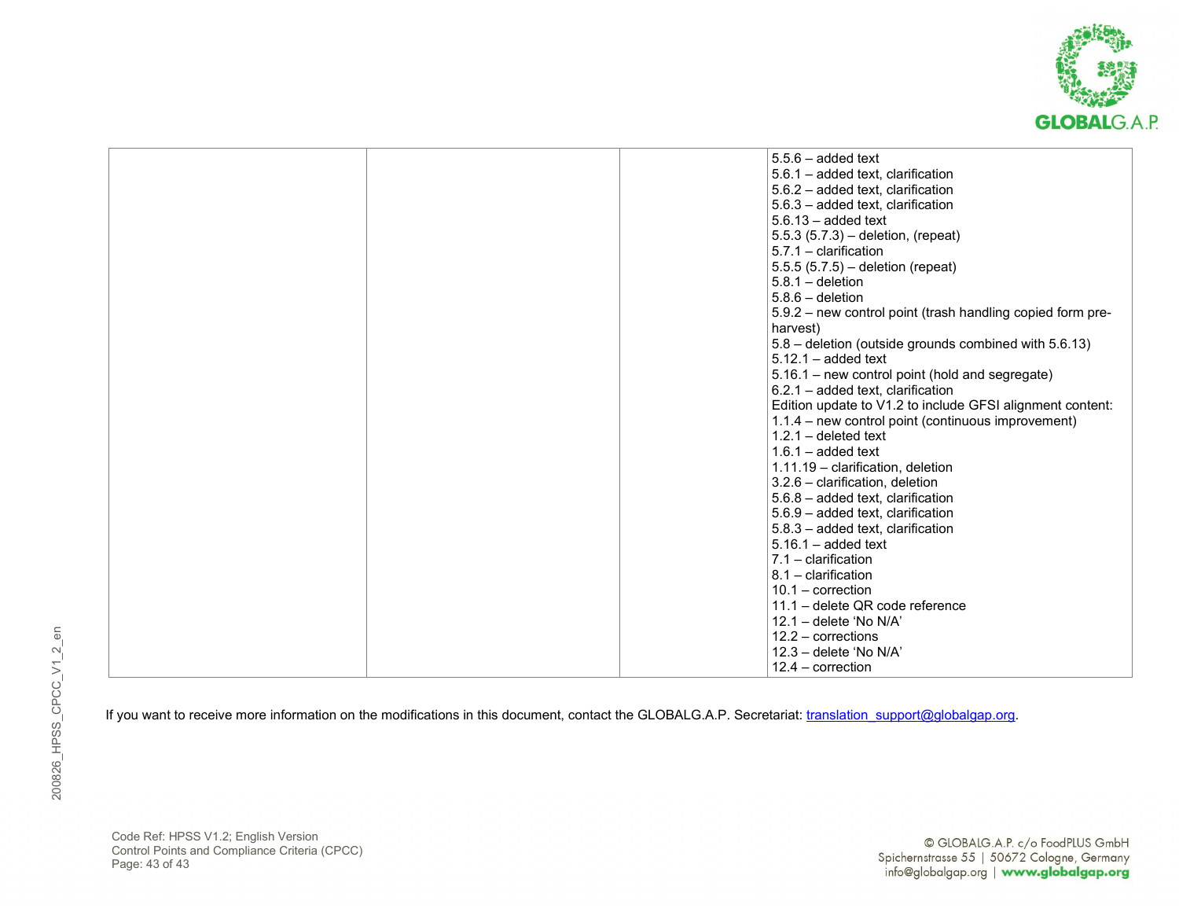| | | | |
|---|---|---|---|
| | | | 5.5.6 – added text<br>5.6.1 – added text, clarification<br>5.6.2 – added text, clarification<br>5.6.3 – added text, clarification<br>5.6.13 – added text<br>5.5.3 (5.7.3) – deletion, (repeat)<br>5.7.1 – clarification<br>5.5.5 (5.7.5) – deletion (repeat)<br>5.8.1 – deletion<br>5.8.6 – deletion<br>5.9.2 – new control point (trash handling copied form pre-harvest)<br>5.8 – deletion (outside grounds combined with 5.6.13)<br>5.12.1 – added text<br>5.16.1 – new control point (hold and segregate)<br>6.2.1 – added text, clarification<br>Edition update to V1.2 to include GFSI alignment content:<br>1.1.4 – new control point (continuous improvement)<br>1.2.1 – deleted text<br>1.6.1 – added text<br>1.11.19 – clarification, deletion<br>3.2.6 – clarification, deletion<br>5.6.8 – added text, clarification<br>5.6.9 – added text, clarification<br>5.8.3 – added text, clarification<br>5.16.1 – added text<br>7.1 – clarification<br>8.1 – clarification<br>10.1 – correction<br>11.1 – delete QR code reference<br>12.1 – delete 'No N/A'<br>12.2 – corrections<br>12.3 – delete 'No N/A'<br>12.4 – correction |

If you want to receive more information on the modifications in this document, contact the GLOBALG.A.P. Secretariat: translation_support@globalgap.org.